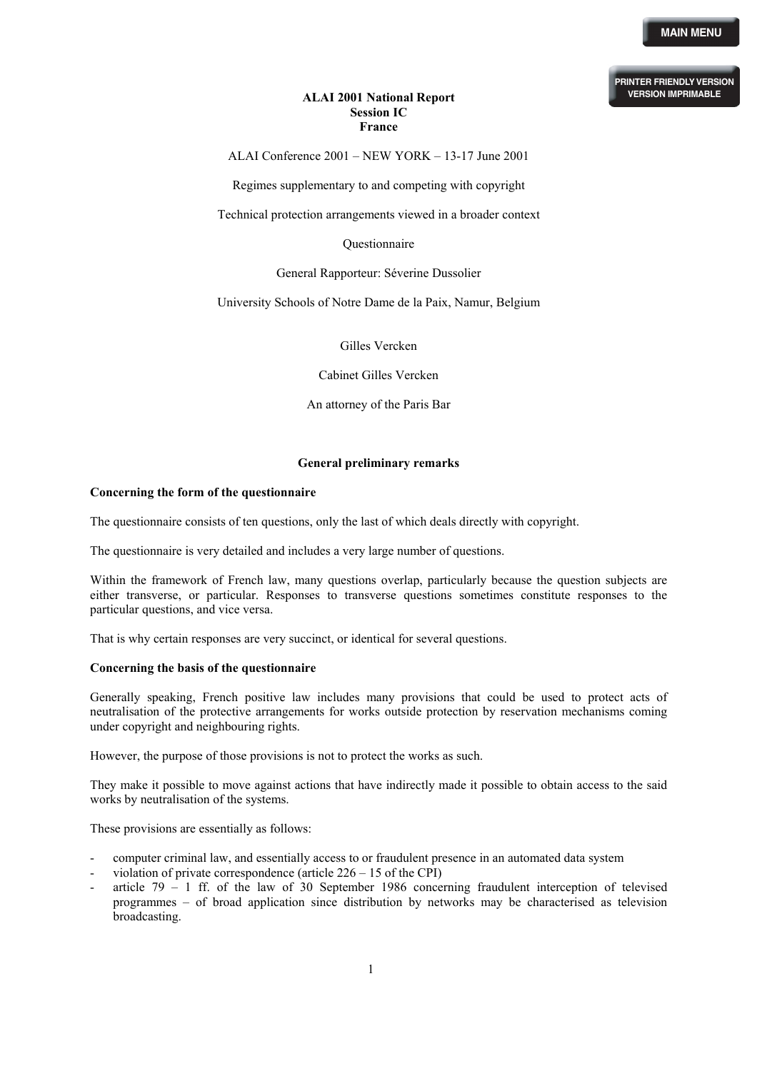**ALAI 2001 National Report**
**Session IC**
**France**

ALAI Conference 2001 – NEW YORK – 13-17 June 2001

Regimes supplementary to and competing with copyright

Technical protection arrangements viewed in a broader context

Questionnaire

General Rapporteur: Séverine Dussolier

University Schools of Notre Dame de la Paix, Namur, Belgium

Gilles Vercken

Cabinet Gilles Vercken

An attorney of the Paris Bar

## General preliminary remarks

### Concerning the form of the questionnaire

The questionnaire consists of ten questions, only the last of which deals directly with copyright.

The questionnaire is very detailed and includes a very large number of questions.

Within the framework of French law, many questions overlap, particularly because the question subjects are either transverse, or particular. Responses to transverse questions sometimes constitute responses to the particular questions, and vice versa.

That is why certain responses are very succinct, or identical for several questions.

### Concerning the basis of the questionnaire

Generally speaking, French positive law includes many provisions that could be used to protect acts of neutralisation of the protective arrangements for works outside protection by reservation mechanisms coming under copyright and neighbouring rights.

However, the purpose of those provisions is not to protect the works as such.

They make it possible to move against actions that have indirectly made it possible to obtain access to the said works by neutralisation of the systems.

These provisions are essentially as follows:

- computer criminal law, and essentially access to or fraudulent presence in an automated data system
- violation of private correspondence (article 226 – 15 of the CPI)
- article 79 – 1 ff. of the law of 30 September 1986 concerning fraudulent interception of televised programmes – of broad application since distribution by networks may be characterised as television broadcasting.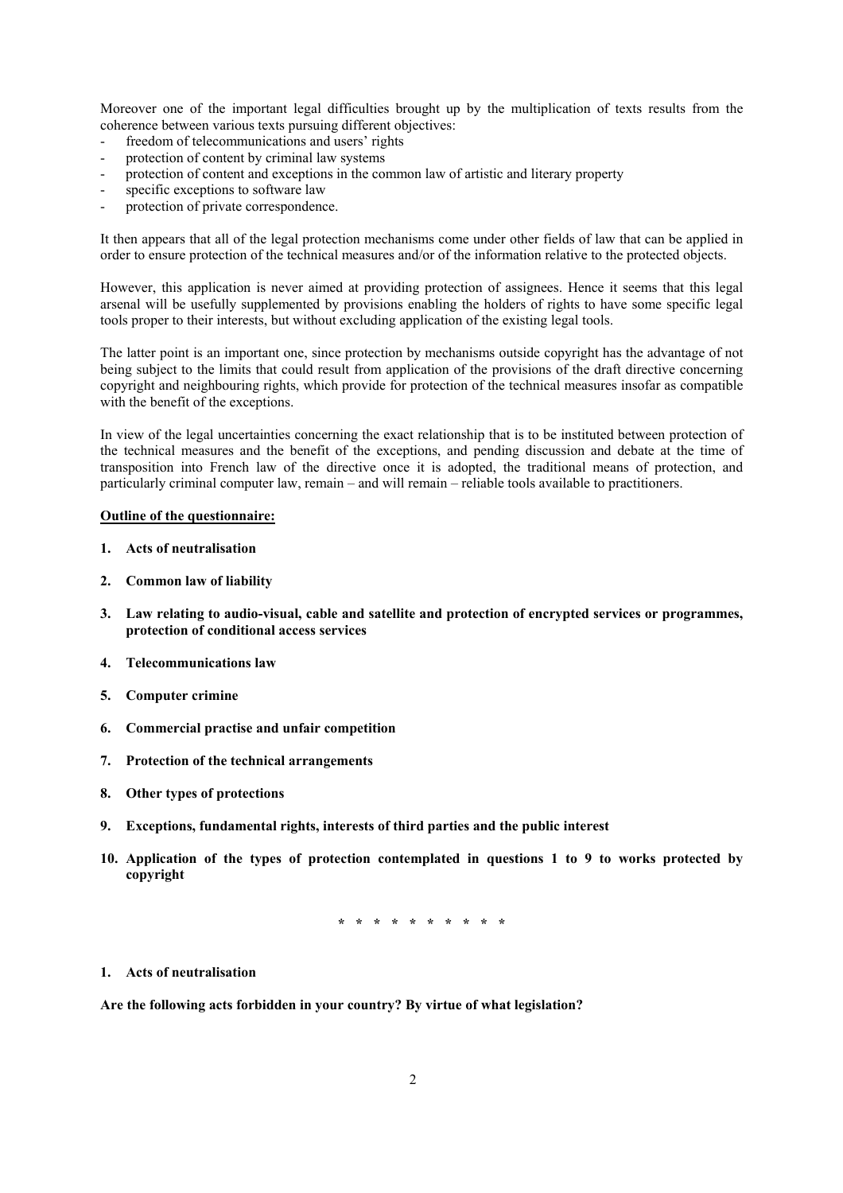Moreover one of the important legal difficulties brought up by the multiplication of texts results from the coherence between various texts pursuing different objectives:

- freedom of telecommunications and users' rights
- protection of content by criminal law systems
- protection of content and exceptions in the common law of artistic and literary property
- specific exceptions to software law
- protection of private correspondence.

It then appears that all of the legal protection mechanisms come under other fields of law that can be applied in order to ensure protection of the technical measures and/or of the information relative to the protected objects.

However, this application is never aimed at providing protection of assignees. Hence it seems that this legal arsenal will be usefully supplemented by provisions enabling the holders of rights to have some specific legal tools proper to their interests, but without excluding application of the existing legal tools.

The latter point is an important one, since protection by mechanisms outside copyright has the advantage of not being subject to the limits that could result from application of the provisions of the draft directive concerning copyright and neighbouring rights, which provide for protection of the technical measures insofar as compatible with the benefit of the exceptions.

In view of the legal uncertainties concerning the exact relationship that is to be instituted between protection of the technical measures and the benefit of the exceptions, and pending discussion and debate at the time of transposition into French law of the directive once it is adopted, the traditional means of protection, and particularly criminal computer law, remain – and will remain – reliable tools available to practitioners.

**Outline of the questionnaire:**

1. **Acts of neutralisation**
2. **Common law of liability**
3. **Law relating to audio-visual, cable and satellite and protection of encrypted services or programmes, protection of conditional access services**
4. **Telecommunications law**
5. **Computer crime**
6. **Commercial practise and unfair competition**
7. **Protection of the technical arrangements**
8. **Other types of protections**
9. **Exceptions, fundamental rights, interests of third parties and the public interest**
10. **Application of the types of protection contemplated in questions 1 to 9 to works protected by copyright**

\* \* \* \* \* \* \* \* \* \*

## 1. Acts of neutralisation

**Are the following acts forbidden in your country? By virtue of what legislation?**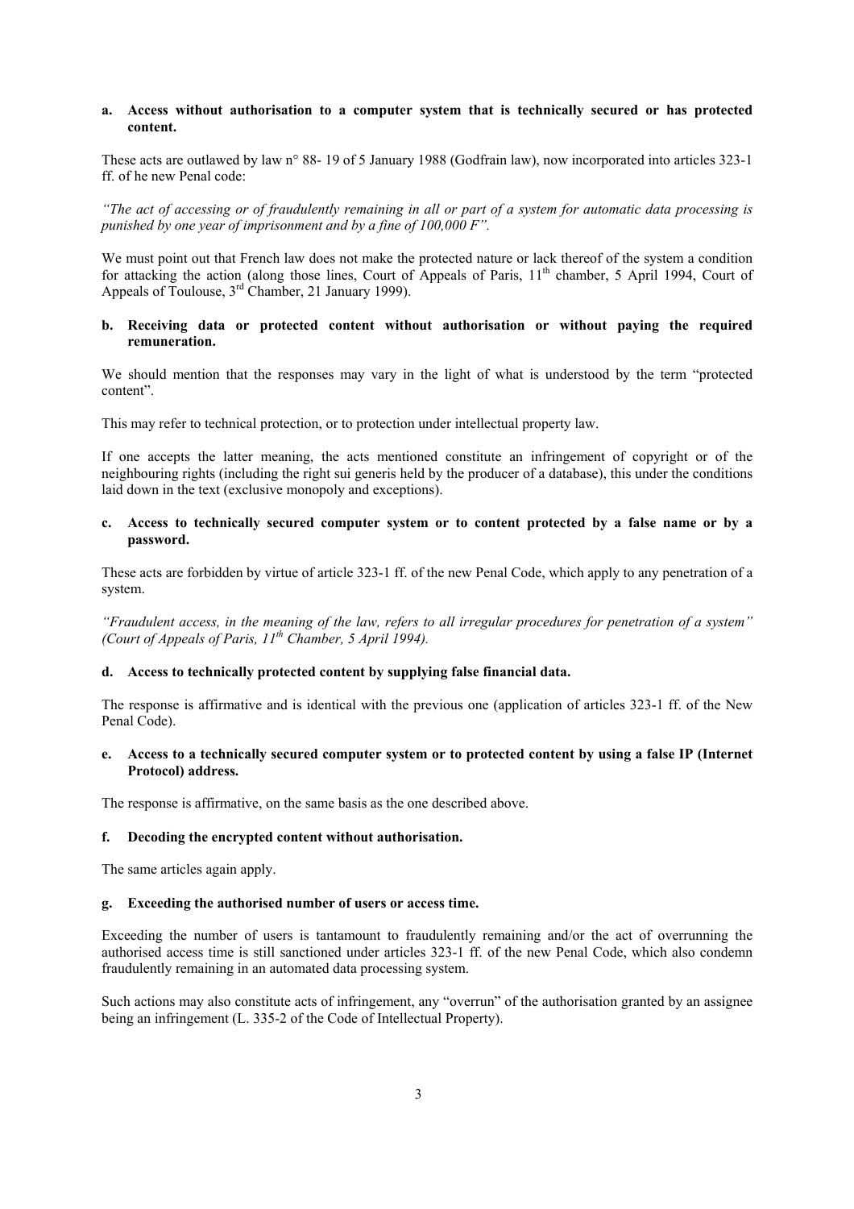**a. Access without authorisation to a computer system that is technically secured or has protected content.**

These acts are outlawed by law n° 88- 19 of 5 January 1988 (Godfrain law), now incorporated into articles 323-1 ff. of he new Penal code:

*"The act of accessing or of fraudulently remaining in all or part of a system for automatic data processing is punished by one year of imprisonment and by a fine of 100,000 F".*

We must point out that French law does not make the protected nature or lack thereof of the system a condition for attacking the action (along those lines, Court of Appeals of Paris, 11th chamber, 5 April 1994, Court of Appeals of Toulouse, 3rd Chamber, 21 January 1999).

**b. Receiving data or protected content without authorisation or without paying the required remuneration.**

We should mention that the responses may vary in the light of what is understood by the term "protected content".

This may refer to technical protection, or to protection under intellectual property law.

If one accepts the latter meaning, the acts mentioned constitute an infringement of copyright or of the neighbouring rights (including the right sui generis held by the producer of a database), this under the conditions laid down in the text (exclusive monopoly and exceptions).

**c. Access to technically secured computer system or to content protected by a false name or by a password.**

These acts are forbidden by virtue of article 323-1 ff. of the new Penal Code, which apply to any penetration of a system.

*"Fraudulent access, in the meaning of the law, refers to all irregular procedures for penetration of a system" (Court of Appeals of Paris, 11th Chamber, 5 April 1994).*

**d. Access to technically protected content by supplying false financial data.**

The response is affirmative and is identical with the previous one (application of articles 323-1 ff. of the New Penal Code).

**e. Access to a technically secured computer system or to protected content by using a false IP (Internet Protocol) address.**

The response is affirmative, on the same basis as the one described above.

**f. Decoding the encrypted content without authorisation.**

The same articles again apply.

**g. Exceeding the authorised number of users or access time.**

Exceeding the number of users is tantamount to fraudulently remaining and/or the act of overrunning the authorised access time is still sanctioned under articles 323-1 ff. of the new Penal Code, which also condemn fraudulently remaining in an automated data processing system.

Such actions may also constitute acts of infringement, any "overrun" of the authorisation granted by an assignee being an infringement (L. 335-2 of the Code of Intellectual Property).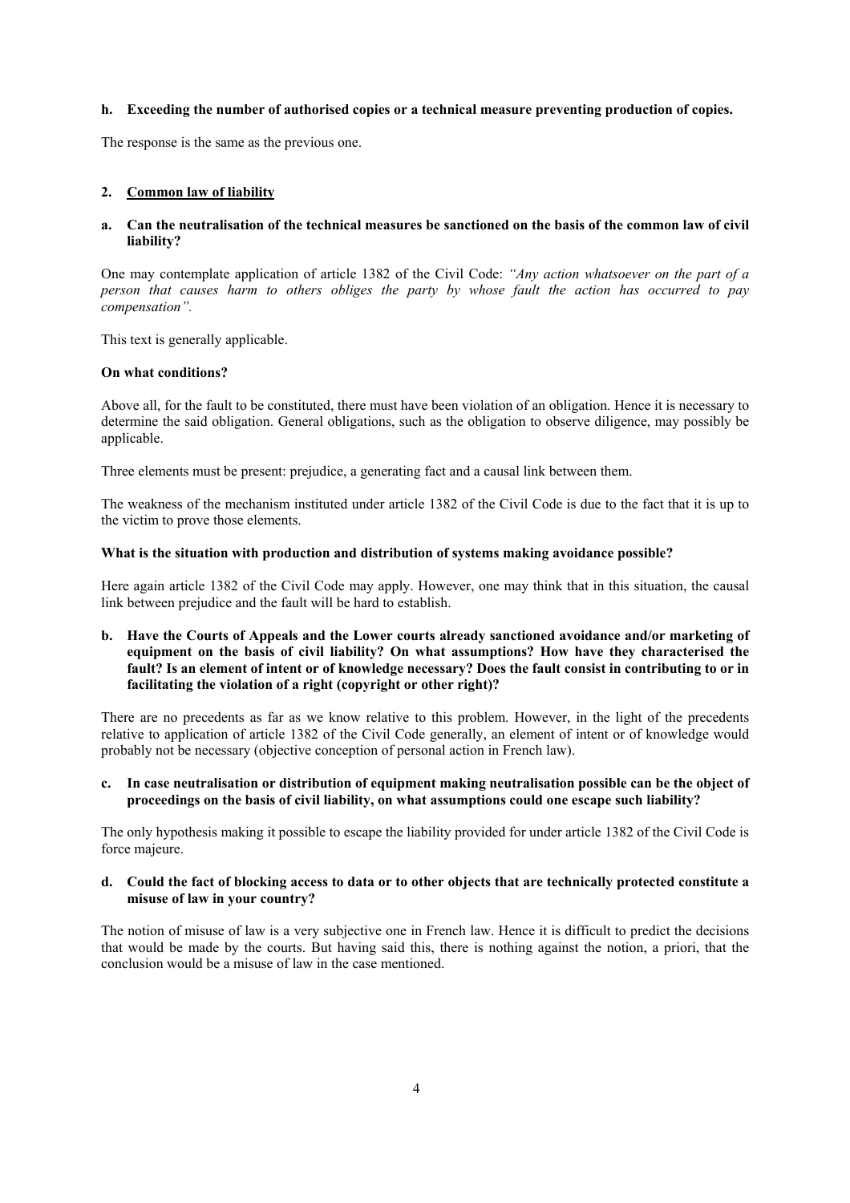**h. Exceeding the number of authorised copies or a technical measure preventing production of copies.**

The response is the same as the previous one.

## 2. Common law of liability

**a. Can the neutralisation of the technical measures be sanctioned on the basis of the common law of civil liability?**

One may contemplate application of article 1382 of the Civil Code: *"Any action whatsoever on the part of a person that causes harm to others obliges the party by whose fault the action has occurred to pay compensation".*

This text is generally applicable.

**On what conditions?**

Above all, for the fault to be constituted, there must have been violation of an obligation. Hence it is necessary to determine the said obligation. General obligations, such as the obligation to observe diligence, may possibly be applicable.

Three elements must be present: prejudice, a generating fact and a causal link between them.

The weakness of the mechanism instituted under article 1382 of the Civil Code is due to the fact that it is up to the victim to prove those elements.

**What is the situation with production and distribution of systems making avoidance possible?**

Here again article 1382 of the Civil Code may apply. However, one may think that in this situation, the causal link between prejudice and the fault will be hard to establish.

**b. Have the Courts of Appeals and the Lower courts already sanctioned avoidance and/or marketing of equipment on the basis of civil liability? On what assumptions? How have they characterised the fault? Is an element of intent or of knowledge necessary? Does the fault consist in contributing to or in facilitating the violation of a right (copyright or other right)?**

There are no precedents as far as we know relative to this problem. However, in the light of the precedents relative to application of article 1382 of the Civil Code generally, an element of intent or of knowledge would probably not be necessary (objective conception of personal action in French law).

**c. In case neutralisation or distribution of equipment making neutralisation possible can be the object of proceedings on the basis of civil liability, on what assumptions could one escape such liability?**

The only hypothesis making it possible to escape the liability provided for under article 1382 of the Civil Code is force majeure.

**d. Could the fact of blocking access to data or to other objects that are technically protected constitute a misuse of law in your country?**

The notion of misuse of law is a very subjective one in French law. Hence it is difficult to predict the decisions that would be made by the courts. But having said this, there is nothing against the notion, a priori, that the conclusion would be a misuse of law in the case mentioned.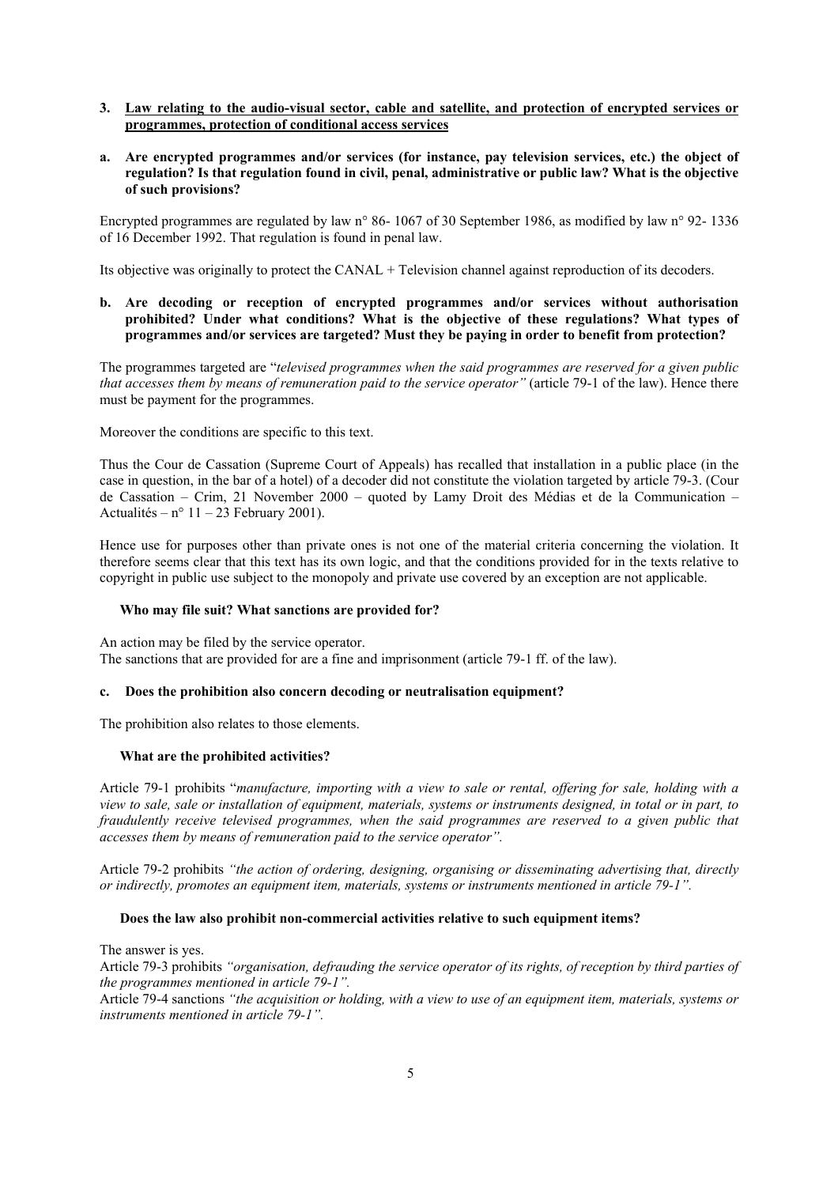### 3. Law relating to the audio-visual sector, cable and satellite, and protection of encrypted services or programmes, protection of conditional access services

**a. Are encrypted programmes and/or services (for instance, pay television services, etc.) the object of regulation? Is that regulation found in civil, penal, administrative or public law? What is the objective of such provisions?**

Encrypted programmes are regulated by law n° 86- 1067 of 30 September 1986, as modified by law n° 92- 1336 of 16 December 1992. That regulation is found in penal law.

Its objective was originally to protect the CANAL + Television channel against reproduction of its decoders.

**b. Are decoding or reception of encrypted programmes and/or services without authorisation prohibited? Under what conditions? What is the objective of these regulations? What types of programmes and/or services are targeted? Must they be paying in order to benefit from protection?**

The programmes targeted are "*televised programmes when the said programmes are reserved for a given public that accesses them by means of remuneration paid to the service operator"* (article 79-1 of the law). Hence there must be payment for the programmes.

Moreover the conditions are specific to this text.

Thus the Cour de Cassation (Supreme Court of Appeals) has recalled that installation in a public place (in the case in question, in the bar of a hotel) of a decoder did not constitute the violation targeted by article 79-3. (Cour de Cassation – Crim, 21 November 2000 – quoted by Lamy Droit des Médias et de la Communication – Actualités – n° 11 – 23 February 2001).

Hence use for purposes other than private ones is not one of the material criteria concerning the violation. It therefore seems clear that this text has its own logic, and that the conditions provided for in the texts relative to copyright in public use subject to the monopoly and private use covered by an exception are not applicable.

**Who may file suit? What sanctions are provided for?**

An action may be filed by the service operator.
The sanctions that are provided for are a fine and imprisonment (article 79-1 ff. of the law).

**c. Does the prohibition also concern decoding or neutralisation equipment?**

The prohibition also relates to those elements.

**What are the prohibited activities?**

Article 79-1 prohibits "*manufacture, importing with a view to sale or rental, offering for sale, holding with a view to sale, sale or installation of equipment, materials, systems or instruments designed, in total or in part, to fraudulently receive televised programmes, when the said programmes are reserved to a given public that accesses them by means of remuneration paid to the service operator".*

Article 79-2 prohibits *"the action of ordering, designing, organising or disseminating advertising that, directly or indirectly, promotes an equipment item, materials, systems or instruments mentioned in article 79-1".*

**Does the law also prohibit non-commercial activities relative to such equipment items?**

The answer is yes.
Article 79-3 prohibits *"organisation, defrauding the service operator of its rights, of reception by third parties of the programmes mentioned in article 79-1".*
Article 79-4 sanctions *"the acquisition or holding, with a view to use of an equipment item, materials, systems or instruments mentioned in article 79-1".*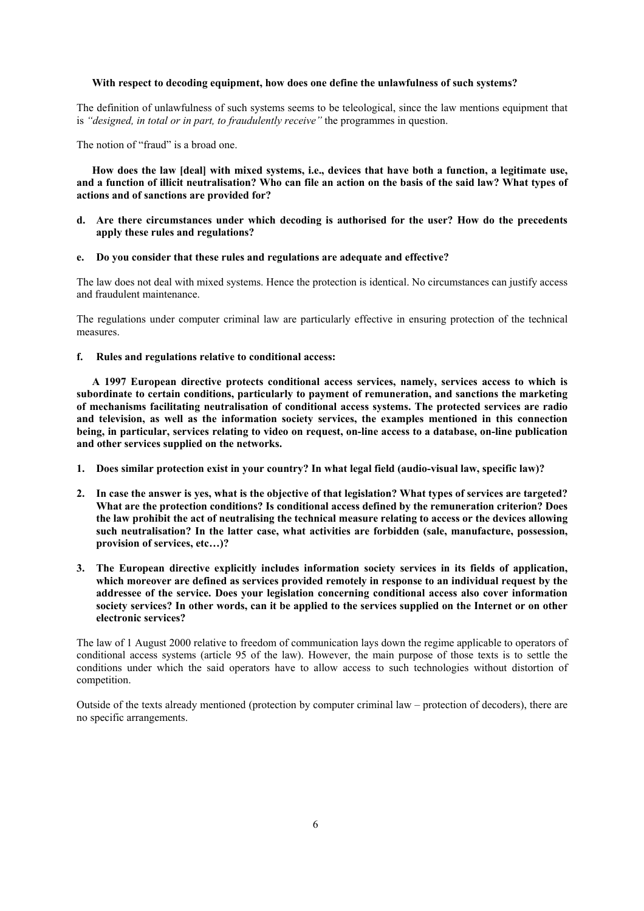**With respect to decoding equipment, how does one define the unlawfulness of such systems?**

The definition of unlawfulness of such systems seems to be teleological, since the law mentions equipment that is *"designed, in total or in part, to fraudulently receive"* the programmes in question.

The notion of "fraud" is a broad one.

**How does the law [deal] with mixed systems, i.e., devices that have both a function, a legitimate use, and a function of illicit neutralisation? Who can file an action on the basis of the said law? What types of actions and of sanctions are provided for?**

**d. Are there circumstances under which decoding is authorised for the user? How do the precedents apply these rules and regulations?**

**e. Do you consider that these rules and regulations are adequate and effective?**

The law does not deal with mixed systems. Hence the protection is identical. No circumstances can justify access and fraudulent maintenance.

The regulations under computer criminal law are particularly effective in ensuring protection of the technical measures.

**f. Rules and regulations relative to conditional access:**

**A 1997 European directive protects conditional access services, namely, services access to which is subordinate to certain conditions, particularly to payment of remuneration, and sanctions the marketing of mechanisms facilitating neutralisation of conditional access systems. The protected services are radio and television, as well as the information society services, the examples mentioned in this connection being, in particular, services relating to video on request, on-line access to a database, on-line publication and other services supplied on the networks.**

1. **Does similar protection exist in your country? In what legal field (audio-visual law, specific law)?**
2. **In case the answer is yes, what is the objective of that legislation? What types of services are targeted? What are the protection conditions? Is conditional access defined by the remuneration criterion? Does the law prohibit the act of neutralising the technical measure relating to access or the devices allowing such neutralisation? In the latter case, what activities are forbidden (sale, manufacture, possession, provision of services, etc…)?**
3. **The European directive explicitly includes information society services in its fields of application, which moreover are defined as services provided remotely in response to an individual request by the addressee of the service. Does your legislation concerning conditional access also cover information society services? In other words, can it be applied to the services supplied on the Internet or on other electronic services?**

The law of 1 August 2000 relative to freedom of communication lays down the regime applicable to operators of conditional access systems (article 95 of the law). However, the main purpose of those texts is to settle the conditions under which the said operators have to allow access to such technologies without distortion of competition.

Outside of the texts already mentioned (protection by computer criminal law – protection of decoders), there are no specific arrangements.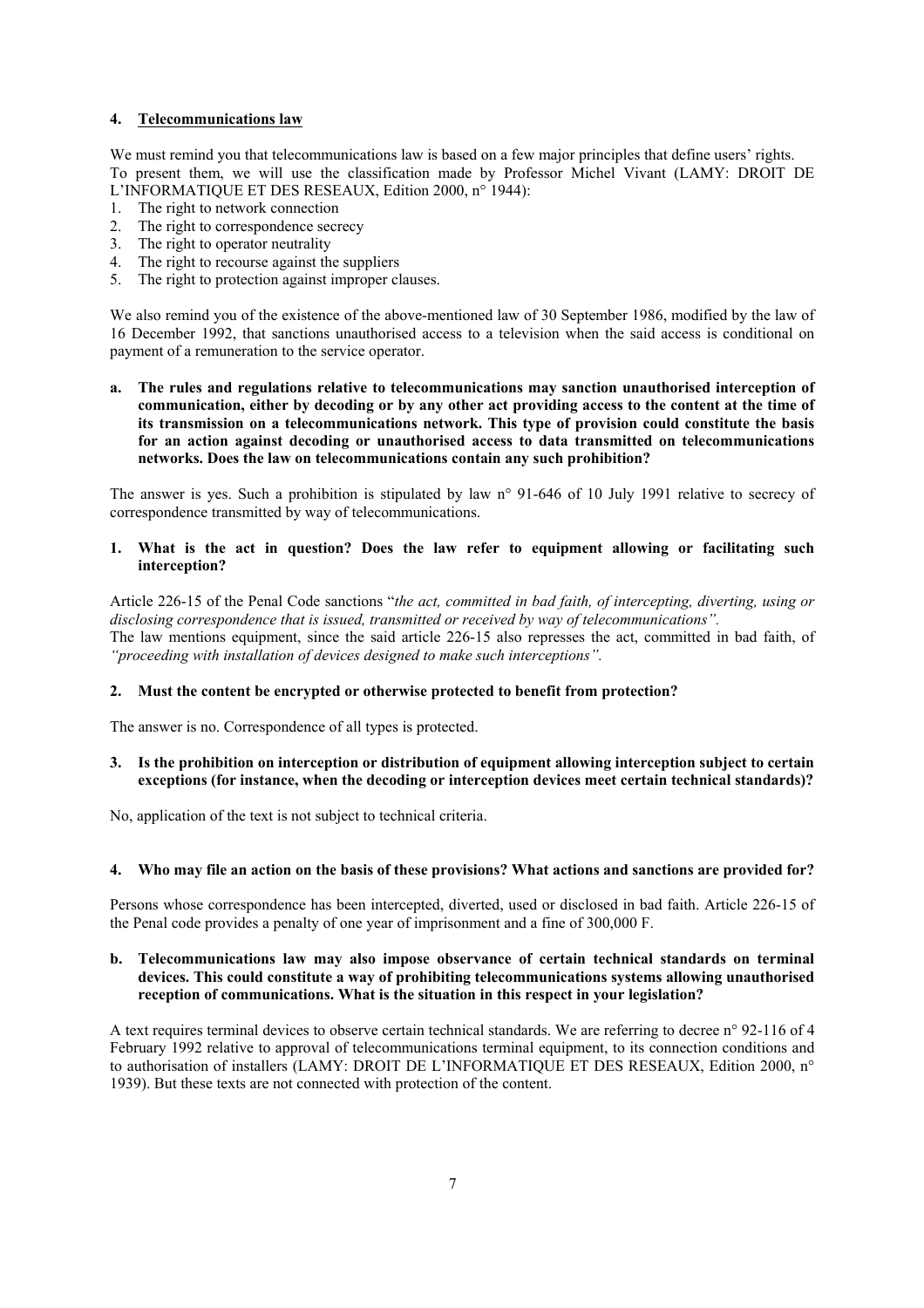## 4. Telecommunications law

We must remind you that telecommunications law is based on a few major principles that define users' rights. To present them, we will use the classification made by Professor Michel Vivant (LAMY: DROIT DE L'INFORMATIQUE ET DES RESEAUX, Edition 2000, n° 1944):

1. The right to network connection
2. The right to correspondence secrecy
3. The right to operator neutrality
4. The right to recourse against the suppliers
5. The right to protection against improper clauses.

We also remind you of the existence of the above-mentioned law of 30 September 1986, modified by the law of 16 December 1992, that sanctions unauthorised access to a television when the said access is conditional on payment of a remuneration to the service operator.

**a. The rules and regulations relative to telecommunications may sanction unauthorised interception of communication, either by decoding or by any other act providing access to the content at the time of its transmission on a telecommunications network. This type of provision could constitute the basis for an action against decoding or unauthorised access to data transmitted on telecommunications networks. Does the law on telecommunications contain any such prohibition?**

The answer is yes. Such a prohibition is stipulated by law n° 91-646 of 10 July 1991 relative to secrecy of correspondence transmitted by way of telecommunications.

**1. What is the act in question? Does the law refer to equipment allowing or facilitating such interception?**

Article 226-15 of the Penal Code sanctions "*the act, committed in bad faith, of intercepting, diverting, using or disclosing correspondence that is issued, transmitted or received by way of telecommunications".*
The law mentions equipment, since the said article 226-15 also represses the act, committed in bad faith, of *"proceeding with installation of devices designed to make such interceptions".*

**2. Must the content be encrypted or otherwise protected to benefit from protection?**

The answer is no. Correspondence of all types is protected.

**3. Is the prohibition on interception or distribution of equipment allowing interception subject to certain exceptions (for instance, when the decoding or interception devices meet certain technical standards)?**

No, application of the text is not subject to technical criteria.

**4. Who may file an action on the basis of these provisions? What actions and sanctions are provided for?**

Persons whose correspondence has been intercepted, diverted, used or disclosed in bad faith. Article 226-15 of the Penal code provides a penalty of one year of imprisonment and a fine of 300,000 F.

**b. Telecommunications law may also impose observance of certain technical standards on terminal devices. This could constitute a way of prohibiting telecommunications systems allowing unauthorised reception of communications. What is the situation in this respect in your legislation?**

A text requires terminal devices to observe certain technical standards. We are referring to decree n° 92-116 of 4 February 1992 relative to approval of telecommunications terminal equipment, to its connection conditions and to authorisation of installers (LAMY: DROIT DE L'INFORMATIQUE ET DES RESEAUX, Edition 2000, n° 1939). But these texts are not connected with protection of the content.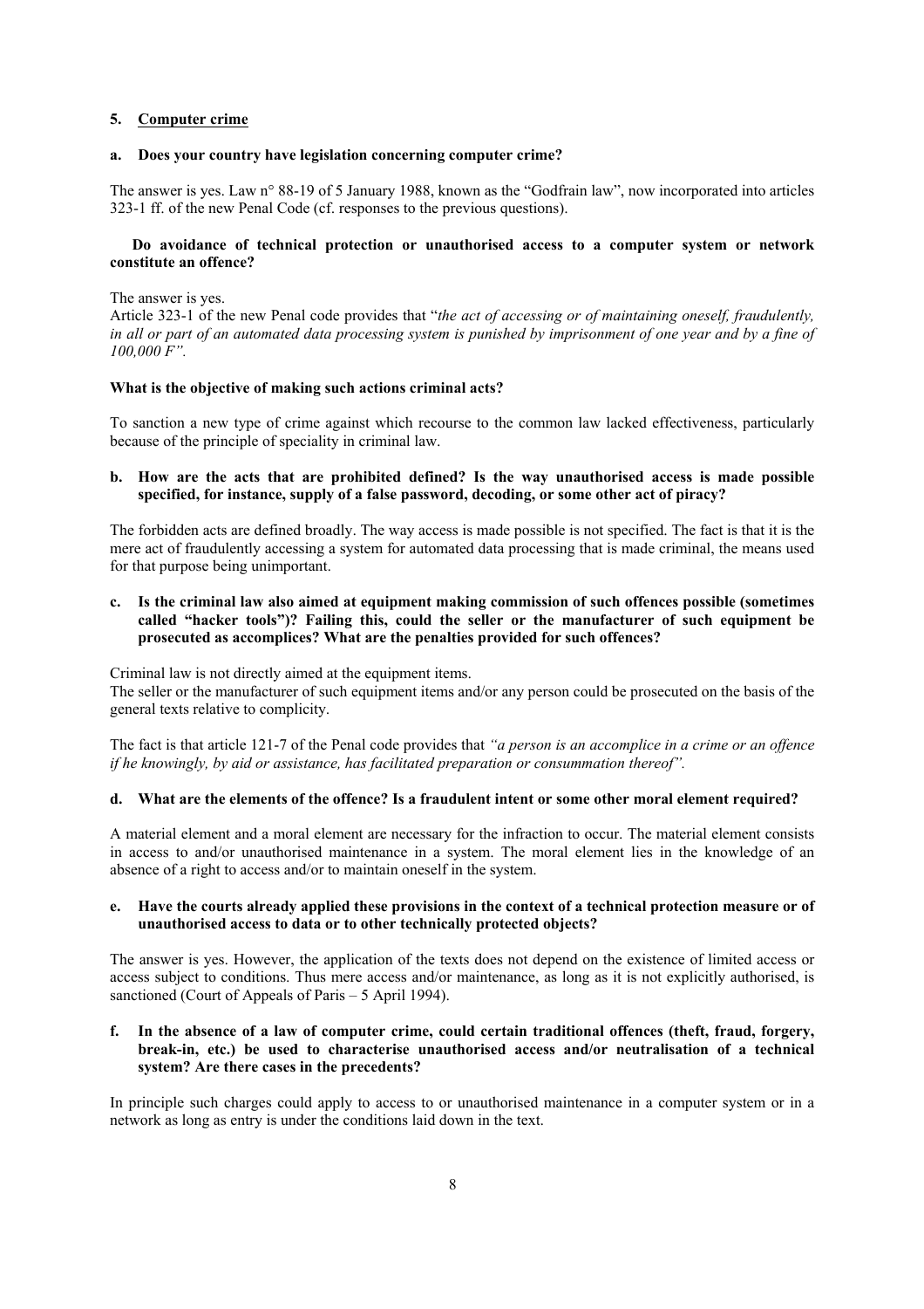## 5. Computer crime

**a. Does your country have legislation concerning computer crime?**

The answer is yes. Law n° 88-19 of 5 January 1988, known as the "Godfrain law", now incorporated into articles 323-1 ff. of the new Penal Code (cf. responses to the previous questions).

**Do avoidance of technical protection or unauthorised access to a computer system or network constitute an offence?**

The answer is yes.
Article 323-1 of the new Penal code provides that "*the act of accessing or of maintaining oneself, fraudulently, in all or part of an automated data processing system is punished by imprisonment of one year and by a fine of 100,000 F"*.

**What is the objective of making such actions criminal acts?**

To sanction a new type of crime against which recourse to the common law lacked effectiveness, particularly because of the principle of speciality in criminal law.

**b. How are the acts that are prohibited defined? Is the way unauthorised access is made possible specified, for instance, supply of a false password, decoding, or some other act of piracy?**

The forbidden acts are defined broadly. The way access is made possible is not specified. The fact is that it is the mere act of fraudulently accessing a system for automated data processing that is made criminal, the means used for that purpose being unimportant.

**c. Is the criminal law also aimed at equipment making commission of such offences possible (sometimes called "hacker tools")? Failing this, could the seller or the manufacturer of such equipment be prosecuted as accomplices? What are the penalties provided for such offences?**

Criminal law is not directly aimed at the equipment items.
The seller or the manufacturer of such equipment items and/or any person could be prosecuted on the basis of the general texts relative to complicity.

The fact is that article 121-7 of the Penal code provides that *"a person is an accomplice in a crime or an offence if he knowingly, by aid or assistance, has facilitated preparation or consummation thereof"*.

**d. What are the elements of the offence? Is a fraudulent intent or some other moral element required?**

A material element and a moral element are necessary for the infraction to occur. The material element consists in access to and/or unauthorised maintenance in a system. The moral element lies in the knowledge of an absence of a right to access and/or to maintain oneself in the system.

**e. Have the courts already applied these provisions in the context of a technical protection measure or of unauthorised access to data or to other technically protected objects?**

The answer is yes. However, the application of the texts does not depend on the existence of limited access or access subject to conditions. Thus mere access and/or maintenance, as long as it is not explicitly authorised, is sanctioned (Court of Appeals of Paris – 5 April 1994).

**f. In the absence of a law of computer crime, could certain traditional offences (theft, fraud, forgery, break-in, etc.) be used to characterise unauthorised access and/or neutralisation of a technical system? Are there cases in the precedents?**

In principle such charges could apply to access to or unauthorised maintenance in a computer system or in a network as long as entry is under the conditions laid down in the text.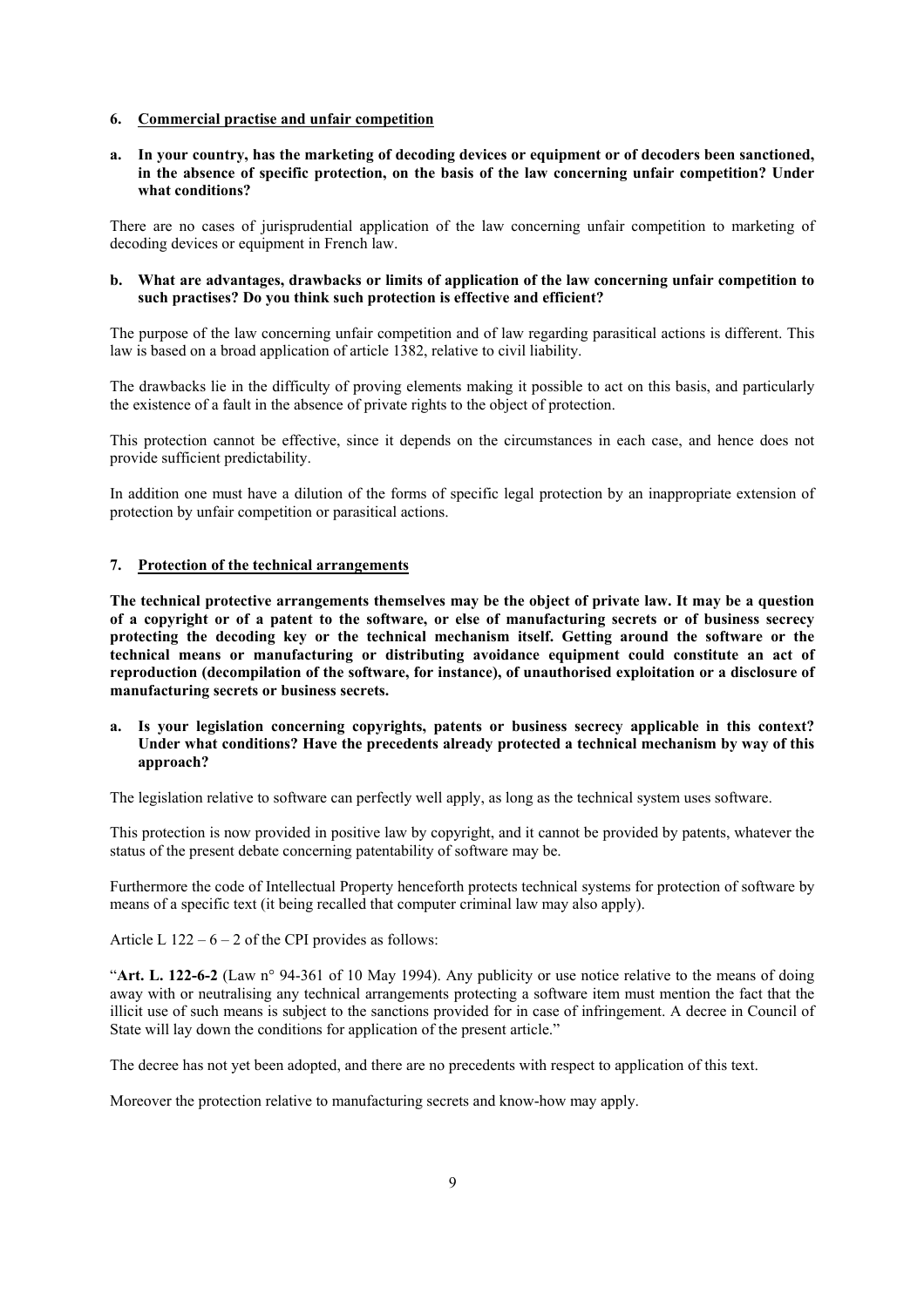## 6. Commercial practise and unfair competition

**a. In your country, has the marketing of decoding devices or equipment or of decoders been sanctioned, in the absence of specific protection, on the basis of the law concerning unfair competition? Under what conditions?**

There are no cases of jurisprudential application of the law concerning unfair competition to marketing of decoding devices or equipment in French law.

**b. What are advantages, drawbacks or limits of application of the law concerning unfair competition to such practises? Do you think such protection is effective and efficient?**

The purpose of the law concerning unfair competition and of law regarding parasitical actions is different. This law is based on a broad application of article 1382, relative to civil liability.

The drawbacks lie in the difficulty of proving elements making it possible to act on this basis, and particularly the existence of a fault in the absence of private rights to the object of protection.

This protection cannot be effective, since it depends on the circumstances in each case, and hence does not provide sufficient predictability.

In addition one must have a dilution of the forms of specific legal protection by an inappropriate extension of protection by unfair competition or parasitical actions.

## 7. Protection of the technical arrangements

**The technical protective arrangements themselves may be the object of private law. It may be a question of a copyright or of a patent to the software, or else of manufacturing secrets or of business secrecy protecting the decoding key or the technical mechanism itself. Getting around the software or the technical means or manufacturing or distributing avoidance equipment could constitute an act of reproduction (decompilation of the software, for instance), of unauthorised exploitation or a disclosure of manufacturing secrets or business secrets.**

**a. Is your legislation concerning copyrights, patents or business secrecy applicable in this context? Under what conditions? Have the precedents already protected a technical mechanism by way of this approach?**

The legislation relative to software can perfectly well apply, as long as the technical system uses software.

This protection is now provided in positive law by copyright, and it cannot be provided by patents, whatever the status of the present debate concerning patentability of software may be.

Furthermore the code of Intellectual Property henceforth protects technical systems for protection of software by means of a specific text (it being recalled that computer criminal law may also apply).

Article L 122 – 6 – 2 of the CPI provides as follows:

"**Art. L. 122-6-2** (Law n° 94-361 of 10 May 1994). Any publicity or use notice relative to the means of doing away with or neutralising any technical arrangements protecting a software item must mention the fact that the illicit use of such means is subject to the sanctions provided for in case of infringement. A decree in Council of State will lay down the conditions for application of the present article."

The decree has not yet been adopted, and there are no precedents with respect to application of this text.

Moreover the protection relative to manufacturing secrets and know-how may apply.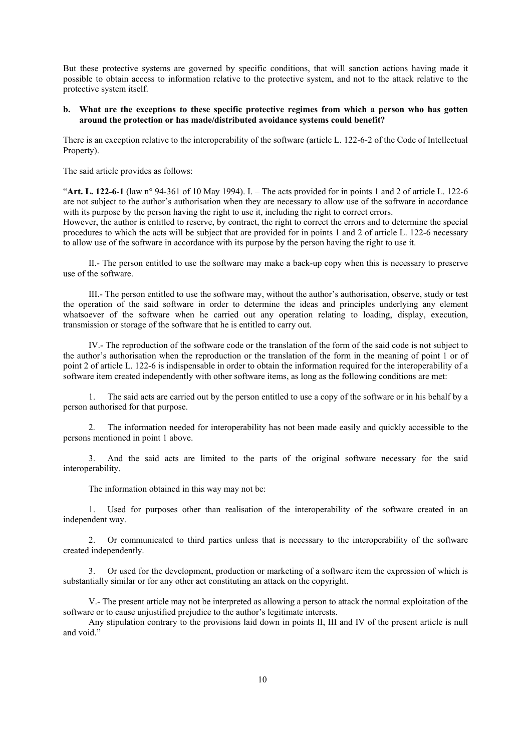But these protective systems are governed by specific conditions, that will sanction actions having made it possible to obtain access to information relative to the protective system, and not to the attack relative to the protective system itself.

**b. What are the exceptions to these specific protective regimes from which a person who has gotten around the protection or has made/distributed avoidance systems could benefit?**

There is an exception relative to the interoperability of the software (article L. 122-6-2 of the Code of Intellectual Property).

The said article provides as follows:

"**Art. L. 122-6-1** (law n° 94-361 of 10 May 1994). I. – The acts provided for in points 1 and 2 of article L. 122-6 are not subject to the author's authorisation when they are necessary to allow use of the software in accordance with its purpose by the person having the right to use it, including the right to correct errors.
However, the author is entitled to reserve, by contract, the right to correct the errors and to determine the special procedures to which the acts will be subject that are provided for in points 1 and 2 of article L. 122-6 necessary to allow use of the software in accordance with its purpose by the person having the right to use it.

II.- The person entitled to use the software may make a back-up copy when this is necessary to preserve use of the software.

III.- The person entitled to use the software may, without the author's authorisation, observe, study or test the operation of the said software in order to determine the ideas and principles underlying any element whatsoever of the software when he carried out any operation relating to loading, display, execution, transmission or storage of the software that he is entitled to carry out.

IV.- The reproduction of the software code or the translation of the form of the said code is not subject to the author's authorisation when the reproduction or the translation of the form in the meaning of point 1 or of point 2 of article L. 122-6 is indispensable in order to obtain the information required for the interoperability of a software item created independently with other software items, as long as the following conditions are met:

1. The said acts are carried out by the person entitled to use a copy of the software or in his behalf by a person authorised for that purpose.

2. The information needed for interoperability has not been made easily and quickly accessible to the persons mentioned in point 1 above.

3. And the said acts are limited to the parts of the original software necessary for the said interoperability.

The information obtained in this way may not be:

1. Used for purposes other than realisation of the interoperability of the software created in an independent way.

2. Or communicated to third parties unless that is necessary to the interoperability of the software created independently.

3. Or used for the development, production or marketing of a software item the expression of which is substantially similar or for any other act constituting an attack on the copyright.

V.- The present article may not be interpreted as allowing a person to attack the normal exploitation of the software or to cause unjustified prejudice to the author's legitimate interests.
Any stipulation contrary to the provisions laid down in points II, III and IV of the present article is null and void."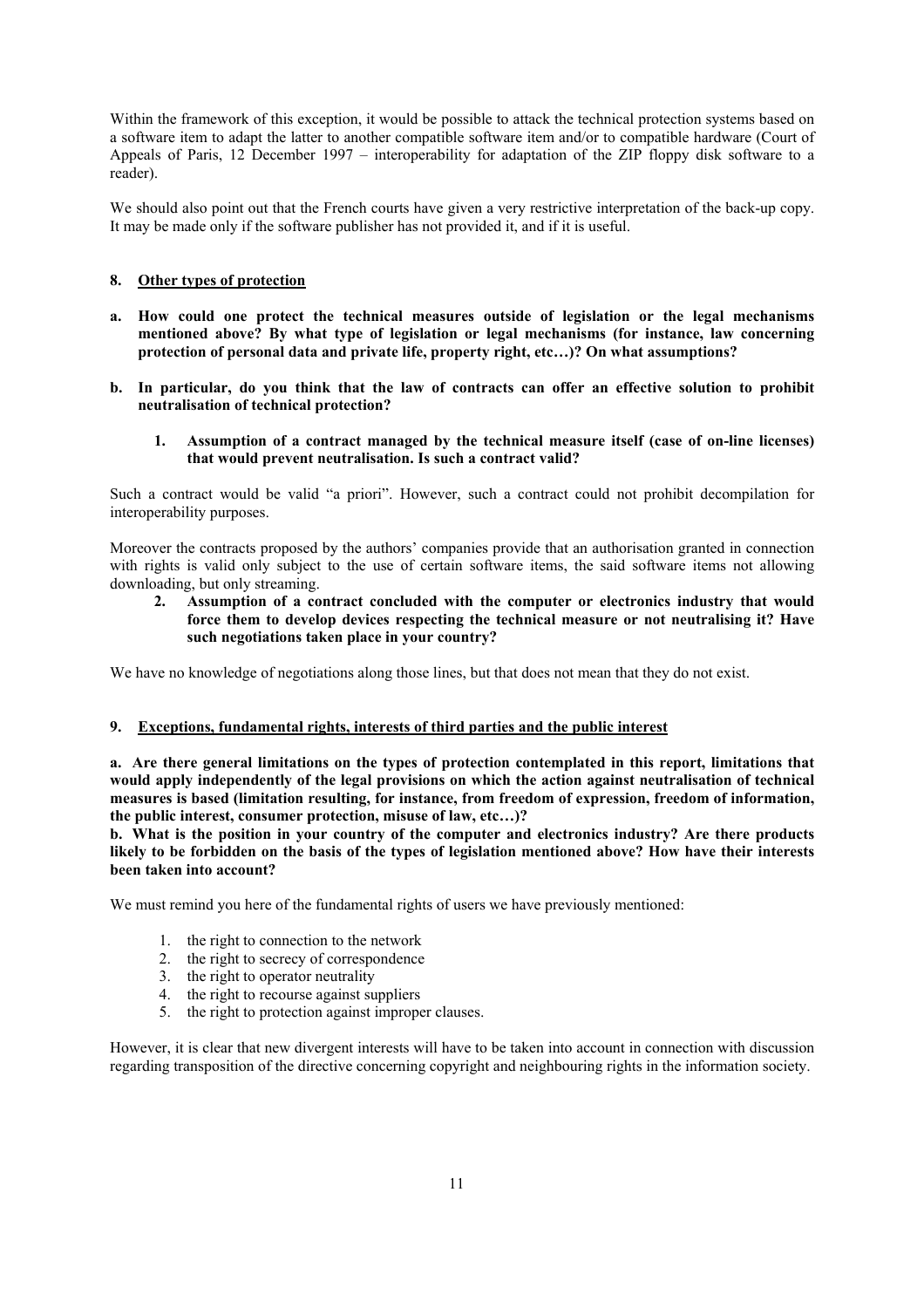Within the framework of this exception, it would be possible to attack the technical protection systems based on a software item to adapt the latter to another compatible software item and/or to compatible hardware (Court of Appeals of Paris, 12 December 1997 – interoperability for adaptation of the ZIP floppy disk software to a reader).

We should also point out that the French courts have given a very restrictive interpretation of the back-up copy. It may be made only if the software publisher has not provided it, and if it is useful.

## 8. Other types of protection

**a. How could one protect the technical measures outside of legislation or the legal mechanisms mentioned above? By what type of legislation or legal mechanisms (for instance, law concerning protection of personal data and private life, property right, etc…)? On what assumptions?**

**b. In particular, do you think that the law of contracts can offer an effective solution to prohibit neutralisation of technical protection?**

**1. Assumption of a contract managed by the technical measure itself (case of on-line licenses) that would prevent neutralisation. Is such a contract valid?**

Such a contract would be valid "a priori". However, such a contract could not prohibit decompilation for interoperability purposes.

Moreover the contracts proposed by the authors' companies provide that an authorisation granted in connection with rights is valid only subject to the use of certain software items, the said software items not allowing downloading, but only streaming.

**2. Assumption of a contract concluded with the computer or electronics industry that would force them to develop devices respecting the technical measure or not neutralising it? Have such negotiations taken place in your country?**

We have no knowledge of negotiations along those lines, but that does not mean that they do not exist.

## 9. Exceptions, fundamental rights, interests of third parties and the public interest

**a. Are there general limitations on the types of protection contemplated in this report, limitations that would apply independently of the legal provisions on which the action against neutralisation of technical measures is based (limitation resulting, for instance, from freedom of expression, freedom of information, the public interest, consumer protection, misuse of law, etc…)?**

**b. What is the position in your country of the computer and electronics industry? Are there products likely to be forbidden on the basis of the types of legislation mentioned above? How have their interests been taken into account?**

We must remind you here of the fundamental rights of users we have previously mentioned:

1. the right to connection to the network
2. the right to secrecy of correspondence
3. the right to operator neutrality
4. the right to recourse against suppliers
5. the right to protection against improper clauses.

However, it is clear that new divergent interests will have to be taken into account in connection with discussion regarding transposition of the directive concerning copyright and neighbouring rights in the information society.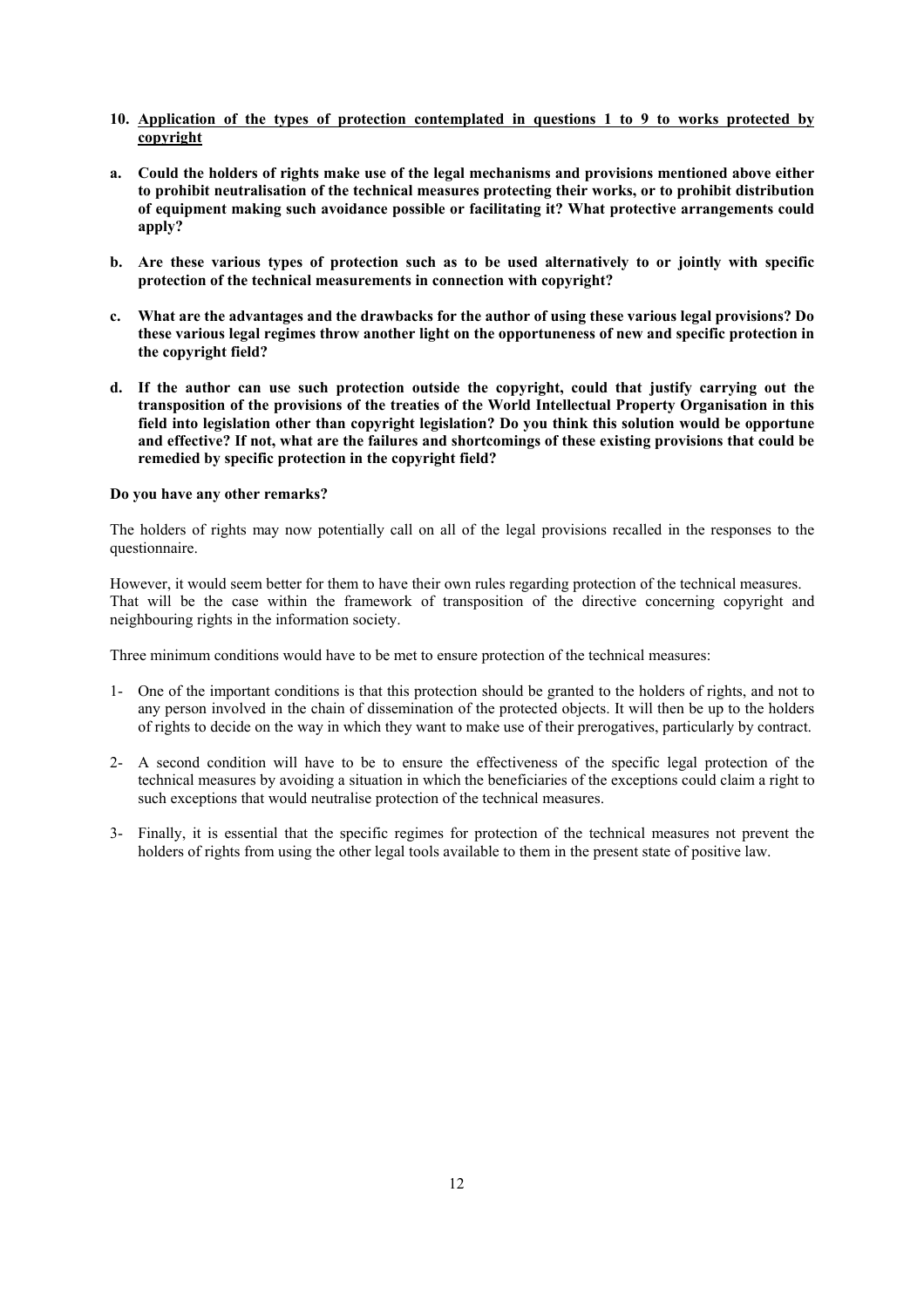**10. <u>Application of the types of protection contemplated in questions 1 to 9 to works protected by copyright</u>**

**a. Could the holders of rights make use of the legal mechanisms and provisions mentioned above either to prohibit neutralisation of the technical measures protecting their works, or to prohibit distribution of equipment making such avoidance possible or facilitating it? What protective arrangements could apply?**

**b. Are these various types of protection such as to be used alternatively to or jointly with specific protection of the technical measurements in connection with copyright?**

**c. What are the advantages and the drawbacks for the author of using these various legal provisions? Do these various legal regimes throw another light on the opportuneness of new and specific protection in the copyright field?**

**d. If the author can use such protection outside the copyright, could that justify carrying out the transposition of the provisions of the treaties of the World Intellectual Property Organisation in this field into legislation other than copyright legislation? Do you think this solution would be opportune and effective? If not, what are the failures and shortcomings of these existing provisions that could be remedied by specific protection in the copyright field?**

**Do you have any other remarks?**

The holders of rights may now potentially call on all of the legal provisions recalled in the responses to the questionnaire.

However, it would seem better for them to have their own rules regarding protection of the technical measures. That will be the case within the framework of transposition of the directive concerning copyright and neighbouring rights in the information society.

Three minimum conditions would have to be met to ensure protection of the technical measures:

1- One of the important conditions is that this protection should be granted to the holders of rights, and not to any person involved in the chain of dissemination of the protected objects. It will then be up to the holders of rights to decide on the way in which they want to make use of their prerogatives, particularly by contract.

2- A second condition will have to be to ensure the effectiveness of the specific legal protection of the technical measures by avoiding a situation in which the beneficiaries of the exceptions could claim a right to such exceptions that would neutralise protection of the technical measures.

3- Finally, it is essential that the specific regimes for protection of the technical measures not prevent the holders of rights from using the other legal tools available to them in the present state of positive law.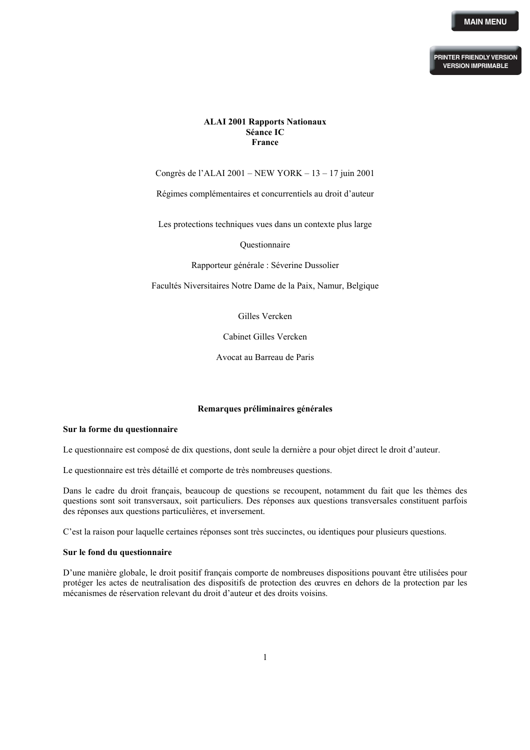**ALAI 2001 Rapports Nationaux**
**Séance IC**
**France**

Congrès de l'ALAI 2001 – NEW YORK – 13 – 17 juin 2001

Régimes complémentaires et concurrentiels au droit d'auteur

Les protections techniques vues dans un contexte plus large

Questionnaire

Rapporteur générale : Séverine Dussolier

Facultés Niversitaires Notre Dame de la Paix, Namur, Belgique

Gilles Vercken

Cabinet Gilles Vercken

Avocat au Barreau de Paris

## Remarques préliminaires générales

**Sur la forme du questionnaire**

Le questionnaire est composé de dix questions, dont seule la dernière a pour objet direct le droit d'auteur.

Le questionnaire est très détaillé et comporte de très nombreuses questions.

Dans le cadre du droit français, beaucoup de questions se recoupent, notamment du fait que les thèmes des questions sont soit transversaux, soit particuliers. Des réponses aux questions transversales constituent parfois des réponses aux questions particulières, et inversement.

C'est la raison pour laquelle certaines réponses sont très succinctes, ou identiques pour plusieurs questions.

**Sur le fond du questionnaire**

D'une manière globale, le droit positif français comporte de nombreuses dispositions pouvant être utilisées pour protéger les actes de neutralisation des dispositifs de protection des œuvres en dehors de la protection par les mécanismes de réservation relevant du droit d'auteur et des droits voisins.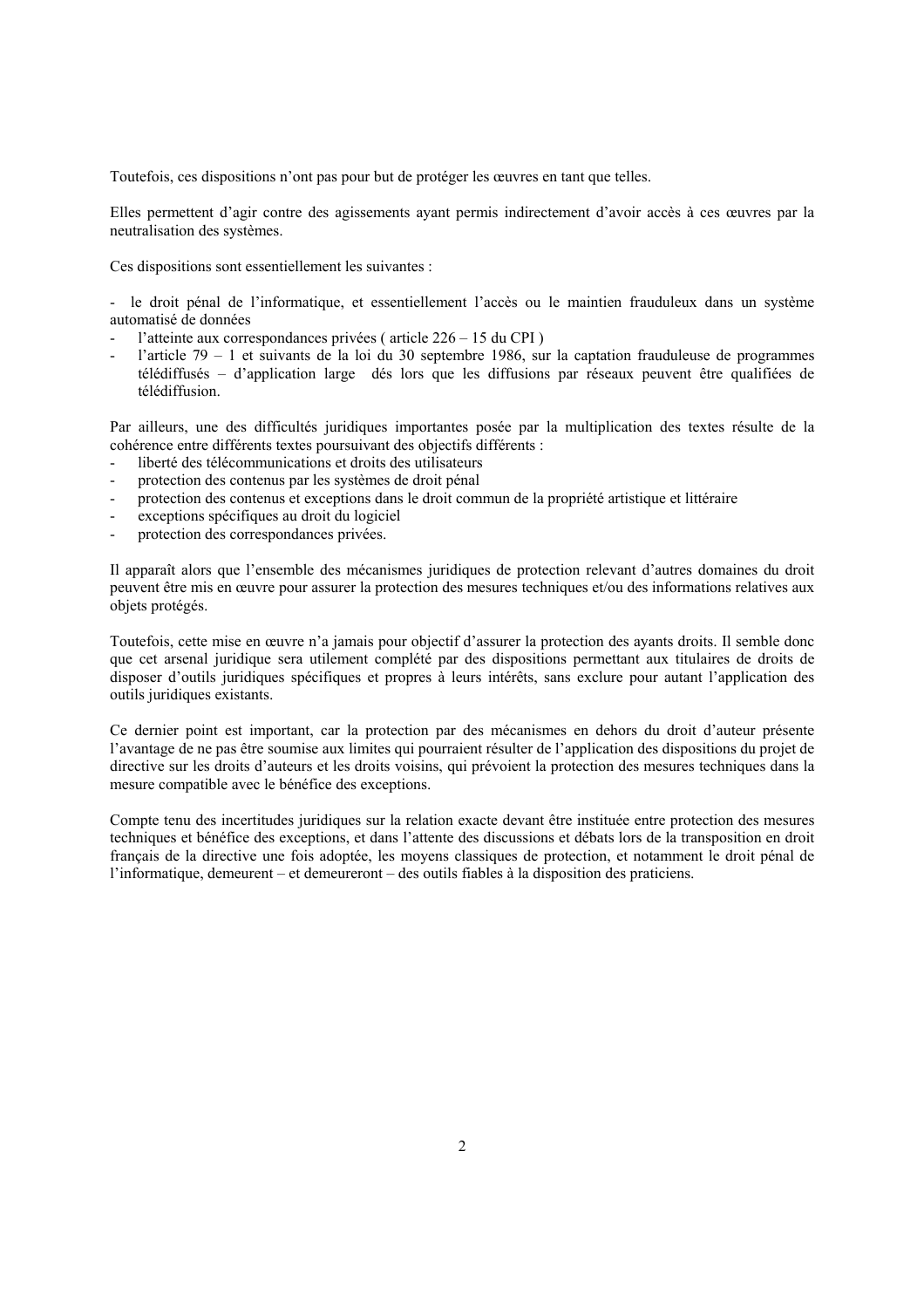Toutefois, ces dispositions n'ont pas pour but de protéger les œuvres en tant que telles.

Elles permettent d'agir contre des agissements ayant permis indirectement d'avoir accès à ces œuvres par la neutralisation des systèmes.

Ces dispositions sont essentiellement les suivantes :

- le droit pénal de l'informatique, et essentiellement l'accès ou le maintien frauduleux dans un système automatisé de données
- l'atteinte aux correspondances privées ( article 226 – 15 du CPI )
- l'article 79 – 1 et suivants de la loi du 30 septembre 1986, sur la captation frauduleuse de programmes télédiffusés – d'application large dés lors que les diffusions par réseaux peuvent être qualifiées de télédiffusion.

Par ailleurs, une des difficultés juridiques importantes posée par la multiplication des textes résulte de la cohérence entre différents textes poursuivant des objectifs différents :

- liberté des télécommunications et droits des utilisateurs
- protection des contenus par les systèmes de droit pénal
- protection des contenus et exceptions dans le droit commun de la propriété artistique et littéraire
- exceptions spécifiques au droit du logiciel
- protection des correspondances privées.

Il apparaît alors que l'ensemble des mécanismes juridiques de protection relevant d'autres domaines du droit peuvent être mis en œuvre pour assurer la protection des mesures techniques et/ou des informations relatives aux objets protégés.

Toutefois, cette mise en œuvre n'a jamais pour objectif d'assurer la protection des ayants droits. Il semble donc que cet arsenal juridique sera utilement complété par des dispositions permettant aux titulaires de droits de disposer d'outils juridiques spécifiques et propres à leurs intérêts, sans exclure pour autant l'application des outils juridiques existants.

Ce dernier point est important, car la protection par des mécanismes en dehors du droit d'auteur présente l'avantage de ne pas être soumise aux limites qui pourraient résulter de l'application des dispositions du projet de directive sur les droits d'auteurs et les droits voisins, qui prévoient la protection des mesures techniques dans la mesure compatible avec le bénéfice des exceptions.

Compte tenu des incertitudes juridiques sur la relation exacte devant être instituée entre protection des mesures techniques et bénéfice des exceptions, et dans l'attente des discussions et débats lors de la transposition en droit français de la directive une fois adoptée, les moyens classiques de protection, et notamment le droit pénal de l'informatique, demeurent – et demeureront – des outils fiables à la disposition des praticiens.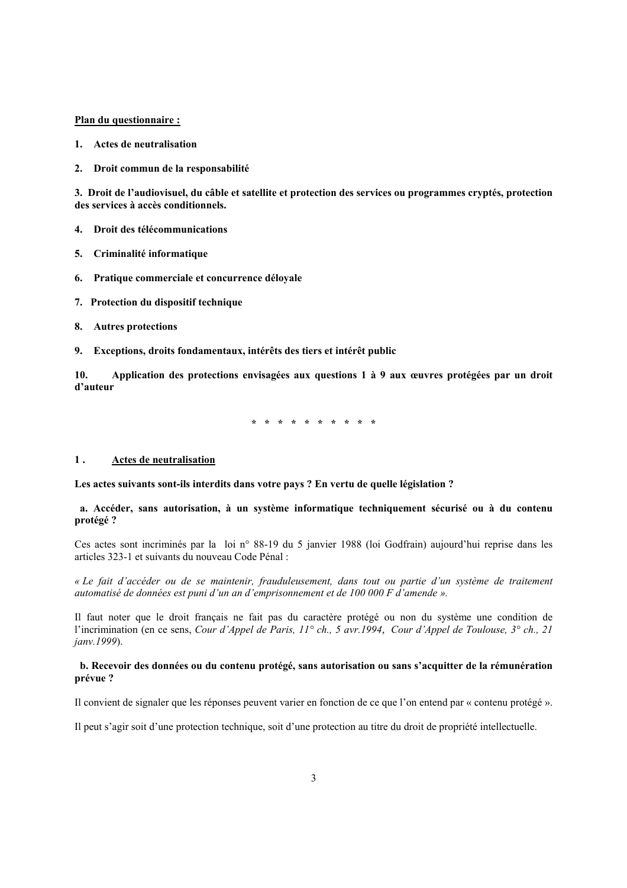**Plan du questionnaire :**

1. **Actes de neutralisation**
2. **Droit commun de la responsabilité**
3. **Droit de l'audiovisuel, du câble et satellite et protection des services ou programmes cryptés, protection des services à accès conditionnels.**
4. **Droit des télécommunications**
5. **Criminalité informatique**
6. **Pratique commerciale et concurrence déloyale**
7. **Protection du dispositif technique**
8. **Autres protections**
9. **Exceptions, droits fondamentaux, intérêts des tiers et intérêt public**
10. **Application des protections envisagées aux questions 1 à 9 aux œuvres protégées par un droit d'auteur**

\* \* \* \* \* \* \* \* \* \* \*

## 1. Actes de neutralisation

**Les actes suivants sont-ils interdits dans votre pays ? En vertu de quelle législation ?**

**a. Accéder, sans autorisation, à un système informatique techniquement sécurisé ou à du contenu protégé ?**

Ces actes sont incriminés par la loi n° 88-19 du 5 janvier 1988 (loi Godfrain) aujourd'hui reprise dans les articles 323-1 et suivants du nouveau Code Pénal :

*« Le fait d'accéder ou de se maintenir, frauduleusement, dans tout ou partie d'un système de traitement automatisé de données est puni d'un an d'emprisonnement et de 100 000 F d'amende ».*

Il faut noter que le droit français ne fait pas du caractère protégé ou non du système une condition de l'incrimination (en ce sens, *Cour d'Appel de Paris, 11° ch., 5 avr.1994*, *Cour d'Appel de Toulouse, 3° ch., 21 janv.1999*).

**b. Recevoir des données ou du contenu protégé, sans autorisation ou sans s'acquitter de la rémunération prévue ?**

Il convient de signaler que les réponses peuvent varier en fonction de ce que l'on entend par « contenu protégé ».

Il peut s'agir soit d'une protection technique, soit d'une protection au titre du droit de propriété intellectuelle.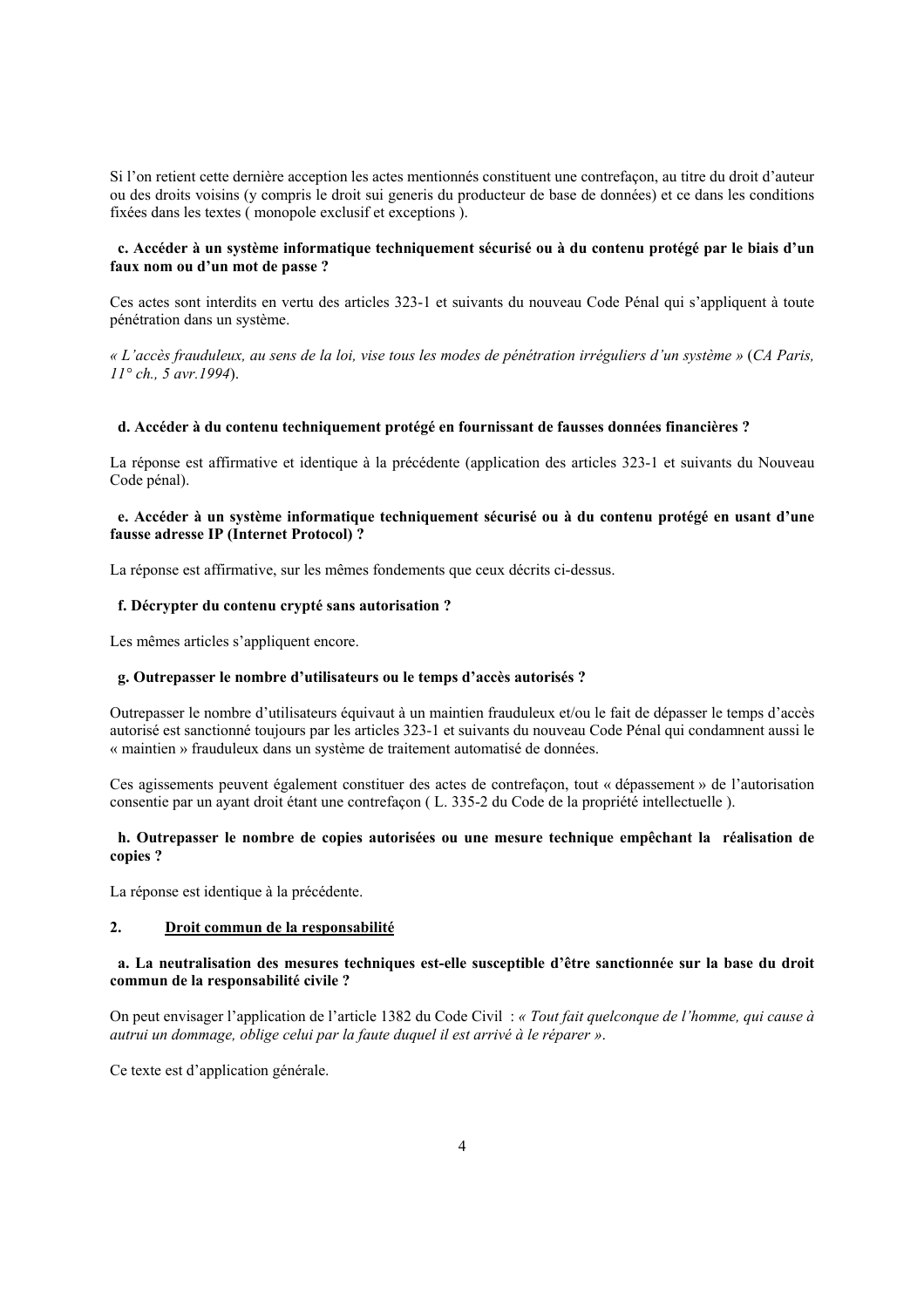Si l'on retient cette dernière acception les actes mentionnés constituent une contrefaçon, au titre du droit d'auteur ou des droits voisins (y compris le droit sui generis du producteur de base de données) et ce dans les conditions fixées dans les textes ( monopole exclusif et exceptions ).

**c. Accéder à un système informatique techniquement sécurisé ou à du contenu protégé par le biais d'un faux nom ou d'un mot de passe ?**

Ces actes sont interdits en vertu des articles 323-1 et suivants du nouveau Code Pénal qui s'appliquent à toute pénétration dans un système.

*« L'accès frauduleux, au sens de la loi, vise tous les modes de pénétration irréguliers d'un système »* (*CA Paris, 11° ch., 5 avr.1994*).

**d. Accéder à du contenu techniquement protégé en fournissant de fausses données financières ?**

La réponse est affirmative et identique à la précédente (application des articles 323-1 et suivants du Nouveau Code pénal).

**e. Accéder à un système informatique techniquement sécurisé ou à du contenu protégé en usant d'une fausse adresse IP (Internet Protocol) ?**

La réponse est affirmative, sur les mêmes fondements que ceux décrits ci-dessus.

**f. Décrypter du contenu crypté sans autorisation ?**

Les mêmes articles s'appliquent encore.

**g. Outrepasser le nombre d'utilisateurs ou le temps d'accès autorisés ?**

Outrepasser le nombre d'utilisateurs équivaut à un maintien frauduleux et/ou le fait de dépasser le temps d'accès autorisé est sanctionné toujours par les articles 323-1 et suivants du nouveau Code Pénal qui condamnent aussi le « maintien » frauduleux dans un système de traitement automatisé de données.

Ces agissements peuvent également constituer des actes de contrefaçon, tout « dépassement » de l'autorisation consentie par un ayant droit étant une contrefaçon ( L. 335-2 du Code de la propriété intellectuelle ).

**h. Outrepasser le nombre de copies autorisées ou une mesure technique empêchant la réalisation de copies ?**

La réponse est identique à la précédente.

## 2. <u>Droit commun de la responsabilité</u>

**a. La neutralisation des mesures techniques est-elle susceptible d'être sanctionnée sur la base du droit commun de la responsabilité civile ?**

On peut envisager l'application de l'article 1382 du Code Civil : *« Tout fait quelconque de l'homme, qui cause à autrui un dommage, oblige celui par la faute duquel il est arrivé à le réparer »*.

Ce texte est d'application générale.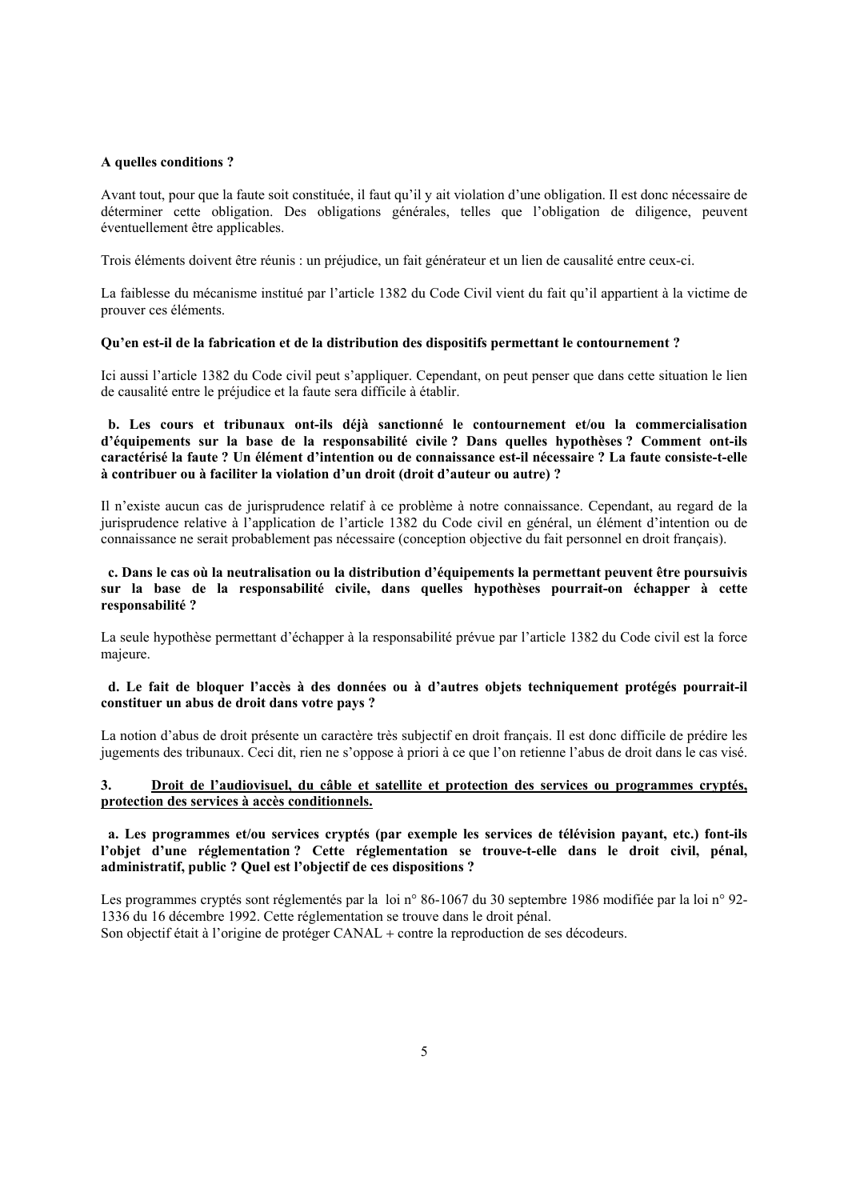**A quelles conditions ?**

Avant tout, pour que la faute soit constituée, il faut qu'il y ait violation d'une obligation. Il est donc nécessaire de déterminer cette obligation. Des obligations générales, telles que l'obligation de diligence, peuvent éventuellement être applicables.

Trois éléments doivent être réunis : un préjudice, un fait générateur et un lien de causalité entre ceux-ci.

La faiblesse du mécanisme institué par l'article 1382 du Code Civil vient du fait qu'il appartient à la victime de prouver ces éléments.

**Qu'en est-il de la fabrication et de la distribution des dispositifs permettant le contournement ?**

Ici aussi l'article 1382 du Code civil peut s'appliquer. Cependant, on peut penser que dans cette situation le lien de causalité entre le préjudice et la faute sera difficile à établir.

**b. Les cours et tribunaux ont-ils déjà sanctionné le contournement et/ou la commercialisation d'équipements sur la base de la responsabilité civile ? Dans quelles hypothèses ? Comment ont-ils caractérisé la faute ? Un élément d'intention ou de connaissance est-il nécessaire ? La faute consiste-t-elle à contribuer ou à faciliter la violation d'un droit (droit d'auteur ou autre) ?**

Il n'existe aucun cas de jurisprudence relatif à ce problème à notre connaissance. Cependant, au regard de la jurisprudence relative à l'application de l'article 1382 du Code civil en général, un élément d'intention ou de connaissance ne serait probablement pas nécessaire (conception objective du fait personnel en droit français).

**c. Dans le cas où la neutralisation ou la distribution d'équipements la permettant peuvent être poursuivis sur la base de la responsabilité civile, dans quelles hypothèses pourrait-on échapper à cette responsabilité ?**

La seule hypothèse permettant d'échapper à la responsabilité prévue par l'article 1382 du Code civil est la force majeure.

**d. Le fait de bloquer l'accès à des données ou à d'autres objets techniquement protégés pourrait-il constituer un abus de droit dans votre pays ?**

La notion d'abus de droit présente un caractère très subjectif en droit français. Il est donc difficile de prédire les jugements des tribunaux. Ceci dit, rien ne s'oppose à priori à ce que l'on retienne l'abus de droit dans le cas visé.

## 3. Droit de l'audiovisuel, du câble et satellite et protection des services ou programmes cryptés, protection des services à accès conditionnels.

**a. Les programmes et/ou services cryptés (par exemple les services de télévision payant, etc.) font-ils l'objet d'une réglementation ? Cette réglementation se trouve-t-elle dans le droit civil, pénal, administratif, public ? Quel est l'objectif de ces dispositions ?**

Les programmes cryptés sont réglementés par la loi n° 86-1067 du 30 septembre 1986 modifiée par la loi n° 92-1336 du 16 décembre 1992. Cette réglementation se trouve dans le droit pénal.
Son objectif était à l'origine de protéger CANAL + contre la reproduction de ses décodeurs.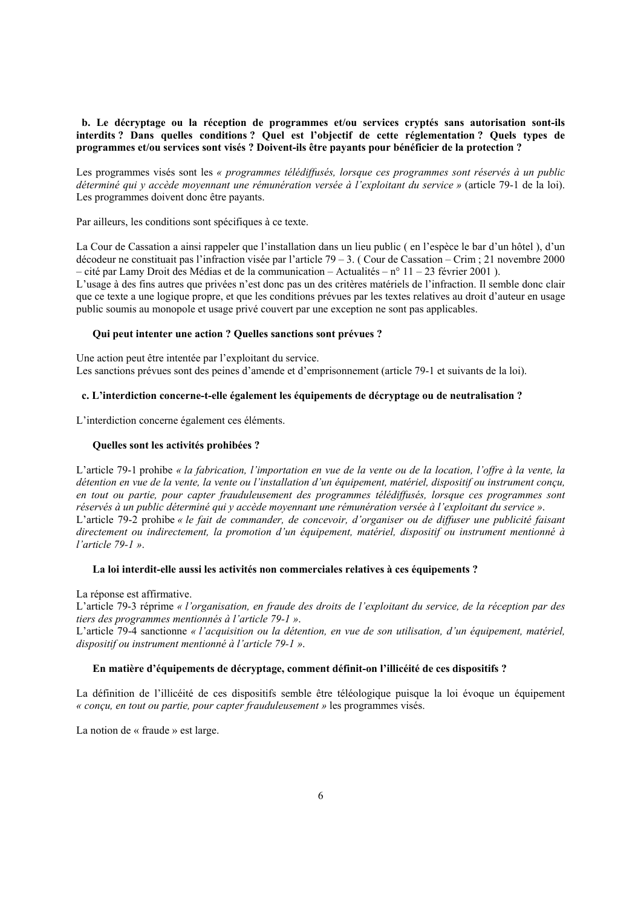**b. Le décryptage ou la réception de programmes et/ou services cryptés sans autorisation sont-ils interdits ? Dans quelles conditions ? Quel est l'objectif de cette réglementation ? Quels types de programmes et/ou services sont visés ? Doivent-ils être payants pour bénéficier de la protection ?**

Les programmes visés sont les *« programmes télédiffusés, lorsque ces programmes sont réservés à un public déterminé qui y accède moyennant une rémunération versée à l'exploitant du service »* (article 79-1 de la loi). Les programmes doivent donc être payants.

Par ailleurs, les conditions sont spécifiques à ce texte.

La Cour de Cassation a ainsi rappeler que l'installation dans un lieu public ( en l'espèce le bar d'un hôtel ), d'un décodeur ne constituait pas l'infraction visée par l'article 79 – 3. ( Cour de Cassation – Crim ; 21 novembre 2000 – cité par Lamy Droit des Médias et de la communication – Actualités – n° 11 – 23 février 2001 ).
L'usage à des fins autres que privées n'est donc pas un des critères matériels de l'infraction. Il semble donc clair que ce texte a une logique propre, et que les conditions prévues par les textes relatives au droit d'auteur en usage public soumis au monopole et usage privé couvert par une exception ne sont pas applicables.

**Qui peut intenter une action ? Quelles sanctions sont prévues ?**

Une action peut être intentée par l'exploitant du service.
Les sanctions prévues sont des peines d'amende et d'emprisonnement (article 79-1 et suivants de la loi).

**c. L'interdiction concerne-t-elle également les équipements de décryptage ou de neutralisation ?**

L'interdiction concerne également ces éléments.

**Quelles sont les activités prohibées ?**

L'article 79-1 prohibe *« la fabrication, l'importation en vue de la vente ou de la location, l'offre à la vente, la détention en vue de la vente, la vente ou l'installation d'un équipement, matériel, dispositif ou instrument conçu, en tout ou partie, pour capter frauduleusement des programmes télédiffusés, lorsque ces programmes sont réservés à un public déterminé qui y accède moyennant une rémunération versée à l'exploitant du service »*.
L'article 79-2 prohibe *« le fait de commander, de concevoir, d'organiser ou de diffuser une publicité faisant directement ou indirectement, la promotion d'un équipement, matériel, dispositif ou instrument mentionné à l'article 79-1 »*.

**La loi interdit-elle aussi les activités non commerciales relatives à ces équipements ?**

La réponse est affirmative.
L'article 79-3 réprime *« l'organisation, en fraude des droits de l'exploitant du service, de la réception par des tiers des programmes mentionnés à l'article 79-1 »*.
L'article 79-4 sanctionne *« l'acquisition ou la détention, en vue de son utilisation, d'un équipement, matériel, dispositif ou instrument mentionné à l'article 79-1 »*.

**En matière d'équipements de décryptage, comment définit-on l'illicéité de ces dispositifs ?**

La définition de l'illicéité de ces dispositifs semble être téléologique puisque la loi évoque un équipement *« conçu, en tout ou partie, pour capter frauduleusement »* les programmes visés.

La notion de « fraude » est large.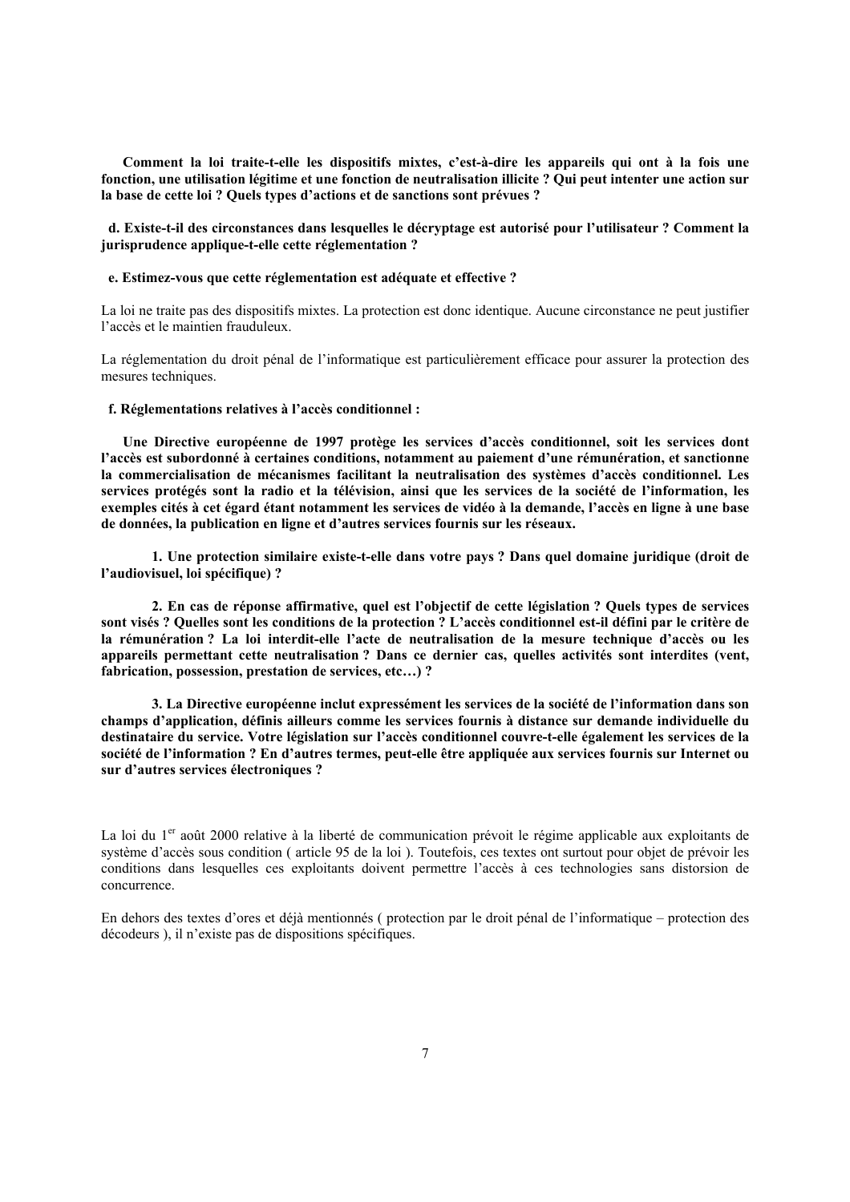**Comment la loi traite-t-elle les dispositifs mixtes, c'est-à-dire les appareils qui ont à la fois une fonction, une utilisation légitime et une fonction de neutralisation illicite ? Qui peut intenter une action sur la base de cette loi ? Quels types d'actions et de sanctions sont prévues ?**

**d. Existe-t-il des circonstances dans lesquelles le décryptage est autorisé pour l'utilisateur ? Comment la jurisprudence applique-t-elle cette réglementation ?**

**e. Estimez-vous que cette réglementation est adéquate et effective ?**

La loi ne traite pas des dispositifs mixtes. La protection est donc identique. Aucune circonstance ne peut justifier l'accès et le maintien frauduleux.

La réglementation du droit pénal de l'informatique est particulièrement efficace pour assurer la protection des mesures techniques.

**f. Réglementations relatives à l'accès conditionnel :**

**Une Directive européenne de 1997 protège les services d'accès conditionnel, soit les services dont l'accès est subordonné à certaines conditions, notamment au paiement d'une rémunération, et sanctionne la commercialisation de mécanismes facilitant la neutralisation des systèmes d'accès conditionnel. Les services protégés sont la radio et la télévision, ainsi que les services de la société de l'information, les exemples cités à cet égard étant notamment les services de vidéo à la demande, l'accès en ligne à une base de données, la publication en ligne et d'autres services fournis sur les réseaux.**

**1. Une protection similaire existe-t-elle dans votre pays ? Dans quel domaine juridique (droit de l'audiovisuel, loi spécifique) ?**

**2. En cas de réponse affirmative, quel est l'objectif de cette législation ? Quels types de services sont visés ? Quelles sont les conditions de la protection ? L'accès conditionnel est-il défini par le critère de la rémunération ? La loi interdit-elle l'acte de neutralisation de la mesure technique d'accès ou les appareils permettant cette neutralisation ? Dans ce dernier cas, quelles activités sont interdites (vent, fabrication, possession, prestation de services, etc…) ?**

**3. La Directive européenne inclut expressément les services de la société de l'information dans son champs d'application, définis ailleurs comme les services fournis à distance sur demande individuelle du destinataire du service. Votre législation sur l'accès conditionnel couvre-t-elle également les services de la société de l'information ? En d'autres termes, peut-elle être appliquée aux services fournis sur Internet ou sur d'autres services électroniques ?**

La loi du 1[er] août 2000 relative à la liberté de communication prévoit le régime applicable aux exploitants de système d'accès sous condition ( article 95 de la loi ). Toutefois, ces textes ont surtout pour objet de prévoir les conditions dans lesquelles ces exploitants doivent permettre l'accès à ces technologies sans distorsion de concurrence.

En dehors des textes d'ores et déjà mentionnés ( protection par le droit pénal de l'informatique – protection des décodeurs ), il n'existe pas de dispositions spécifiques.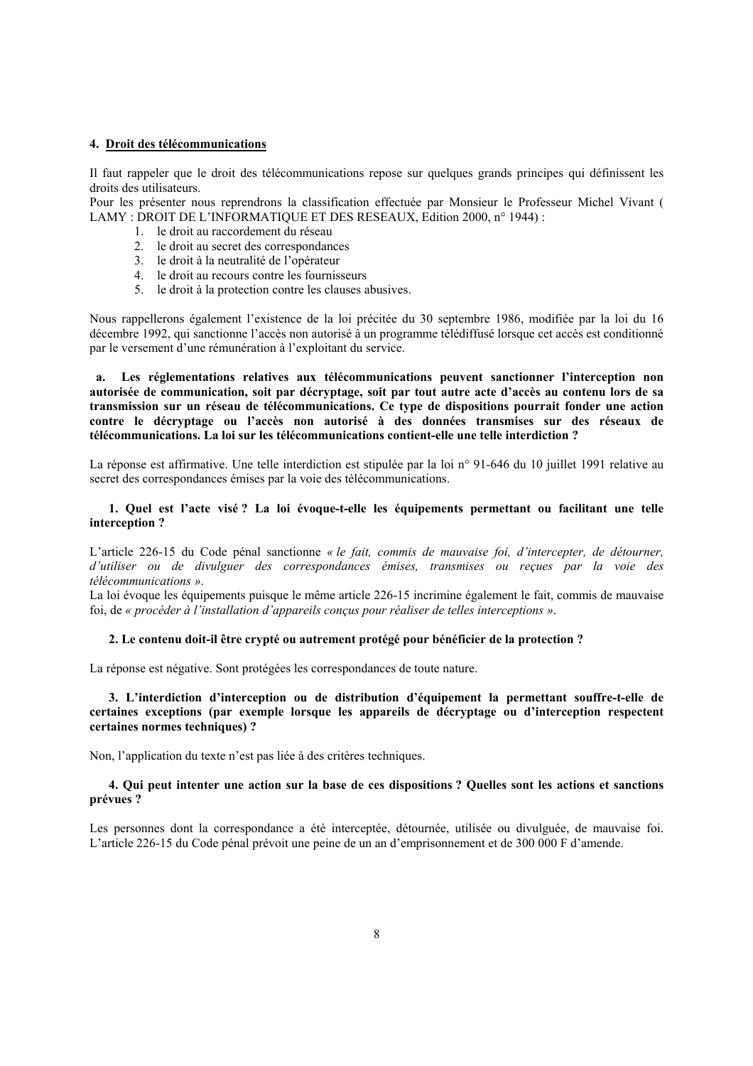## 4. Droit des télécommunications

Il faut rappeler que le droit des télécommunications repose sur quelques grands principes qui définissent les droits des utilisateurs.
Pour les présenter nous reprendrons la classification effectuée par Monsieur le Professeur Michel Vivant ( LAMY : DROIT DE L'INFORMATIQUE ET DES RESEAUX, Edition 2000, n° 1944) :

1. le droit au raccordement du réseau
2. le droit au secret des correspondances
3. le droit à la neutralité de l'opérateur
4. le droit au recours contre les fournisseurs
5. le droit à la protection contre les clauses abusives.

Nous rappellerons également l'existence de la loi précitée du 30 septembre 1986, modifiée par la loi du 16 décembre 1992, qui sanctionne l'accès non autorisé à un programme télédiffusé lorsque cet accès est conditionné par le versement d'une rémunération à l'exploitant du service.

**a. Les réglementations relatives aux télécommunications peuvent sanctionner l'interception non autorisée de communication, soit par décryptage, soit par tout autre acte d'accès au contenu lors de sa transmission sur un réseau de télécommunications. Ce type de dispositions pourrait fonder une action contre le décryptage ou l'accès non autorisé à des données transmises sur des réseaux de télécommunications. La loi sur les télécommunications contient-elle une telle interdiction ?**

La réponse est affirmative. Une telle interdiction est stipulée par la loi n° 91-646 du 10 juillet 1991 relative au secret des correspondances émises par la voie des télécommunications.

**1. Quel est l'acte visé ? La loi évoque-t-elle les équipements permettant ou facilitant une telle interception ?**

L'article 226-15 du Code pénal sanctionne *« le fait, commis de mauvaise foi, d'intercepter, de détourner, d'utiliser ou de divulguer des correspondances émises, transmises ou reçues par la voie des télécommunications »*.
La loi évoque les équipements puisque le même article 226-15 incrimine également le fait, commis de mauvaise foi, de *« procéder à l'installation d'appareils conçus pour réaliser de telles interceptions »*.

**2. Le contenu doit-il être crypté ou autrement protégé pour bénéficier de la protection ?**

La réponse est négative. Sont protégées les correspondances de toute nature.

**3. L'interdiction d'interception ou de distribution d'équipement la permettant souffre-t-elle de certaines exceptions (par exemple lorsque les appareils de décryptage ou d'interception respectent certaines normes techniques) ?**

Non, l'application du texte n'est pas liée à des critères techniques.

**4. Qui peut intenter une action sur la base de ces dispositions ? Quelles sont les actions et sanctions prévues ?**

Les personnes dont la correspondance a été interceptée, détournée, utilisée ou divulguée, de mauvaise foi. L'article 226-15 du Code pénal prévoit une peine de un an d'emprisonnement et de 300 000 F d'amende.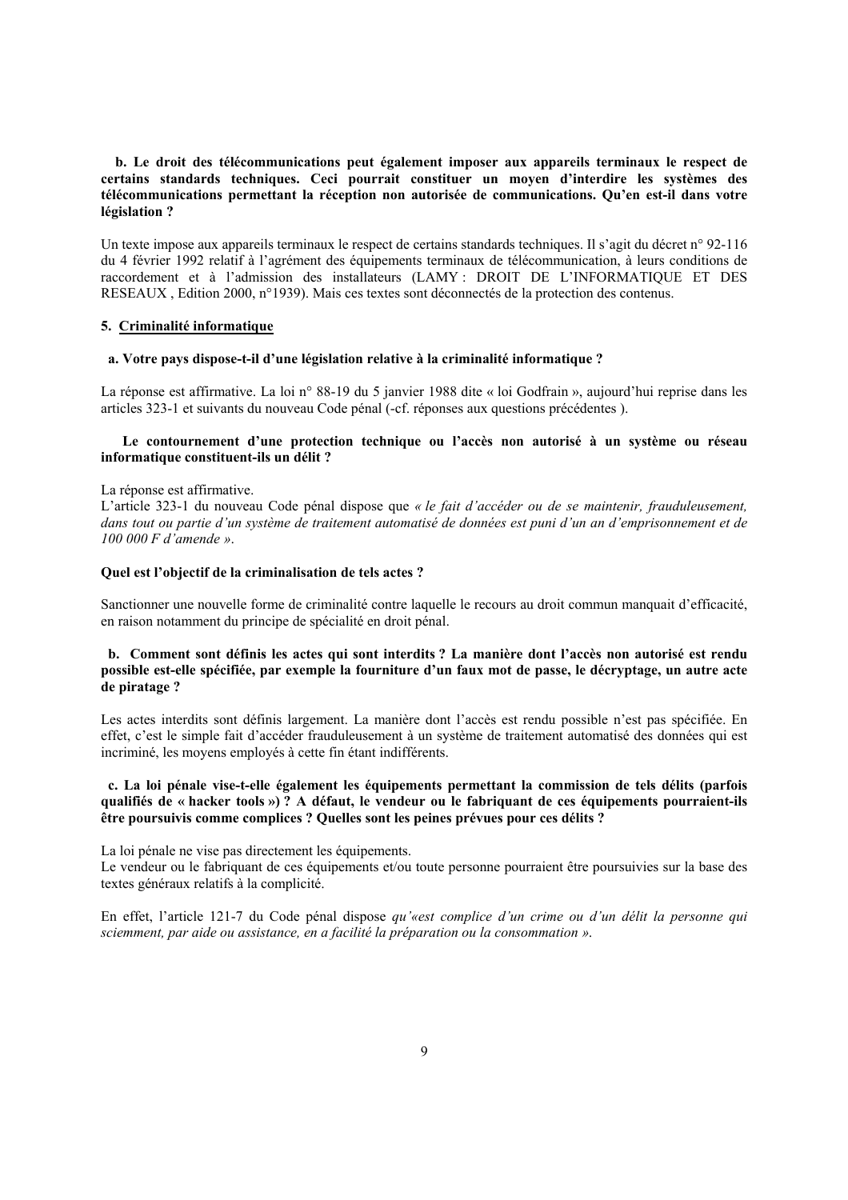**b. Le droit des télécommunications peut également imposer aux appareils terminaux le respect de certains standards techniques. Ceci pourrait constituer un moyen d'interdire les systèmes des télécommunications permettant la réception non autorisée de communications. Qu'en est-il dans votre législation ?**

Un texte impose aux appareils terminaux le respect de certains standards techniques. Il s'agit du décret n° 92-116 du 4 février 1992 relatif à l'agrément des équipements terminaux de télécommunication, à leurs conditions de raccordement et à l'admission des installateurs (LAMY : DROIT DE L'INFORMATIQUE ET DES RESEAUX , Edition 2000, n°1939). Mais ces textes sont déconnectés de la protection des contenus.

## 5. <u>Criminalité informatique</u>

**a. Votre pays dispose-t-il d'une législation relative à la criminalité informatique ?**

La réponse est affirmative. La loi n° 88-19 du 5 janvier 1988 dite « loi Godfrain », aujourd'hui reprise dans les articles 323-1 et suivants du nouveau Code pénal (-cf. réponses aux questions précédentes ).

**Le contournement d'une protection technique ou l'accès non autorisé à un système ou réseau informatique constituent-ils un délit ?**

La réponse est affirmative.
L'article 323-1 du nouveau Code pénal dispose que *« le fait d'accéder ou de se maintenir, frauduleusement, dans tout ou partie d'un système de traitement automatisé de données est puni d'un an d'emprisonnement et de 100 000 F d'amende ».*

**Quel est l'objectif de la criminalisation de tels actes ?**

Sanctionner une nouvelle forme de criminalité contre laquelle le recours au droit commun manquait d'efficacité, en raison notamment du principe de spécialité en droit pénal.

**b. Comment sont définis les actes qui sont interdits ? La manière dont l'accès non autorisé est rendu possible est-elle spécifiée, par exemple la fourniture d'un faux mot de passe, le décryptage, un autre acte de piratage ?**

Les actes interdits sont définis largement. La manière dont l'accès est rendu possible n'est pas spécifiée. En effet, c'est le simple fait d'accéder frauduleusement à un système de traitement automatisé des données qui est incriminé, les moyens employés à cette fin étant indifférents.

**c. La loi pénale vise-t-elle également les équipements permettant la commission de tels délits (parfois qualifiés de « hacker tools ») ? A défaut, le vendeur ou le fabriquant de ces équipements pourraient-ils être poursuivis comme complices ? Quelles sont les peines prévues pour ces délits ?**

La loi pénale ne vise pas directement les équipements.
Le vendeur ou le fabriquant de ces équipements et/ou toute personne pourraient être poursuivies sur la base des textes généraux relatifs à la complicité.

En effet, l'article 121-7 du Code pénal dispose *qu'«est complice d'un crime ou d'un délit la personne qui sciemment, par aide ou assistance, en a facilité la préparation ou la consommation ».*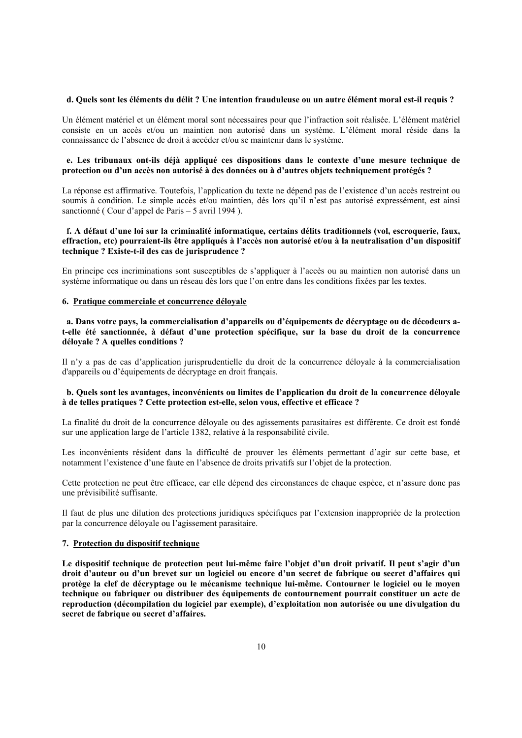**d. Quels sont les éléments du délit ? Une intention frauduleuse ou un autre élément moral est-il requis ?**

Un élément matériel et un élément moral sont nécessaires pour que l'infraction soit réalisée. L'élément matériel consiste en un accès et/ou un maintien non autorisé dans un système. L'élément moral réside dans la connaissance de l'absence de droit à accéder et/ou se maintenir dans le système.

**e. Les tribunaux ont-ils déjà appliqué ces dispositions dans le contexte d'une mesure technique de protection ou d'un accès non autorisé à des données ou à d'autres objets techniquement protégés ?**

La réponse est affirmative. Toutefois, l'application du texte ne dépend pas de l'existence d'un accès restreint ou soumis à condition. Le simple accès et/ou maintien, dés lors qu'il n'est pas autorisé expressément, est ainsi sanctionné ( Cour d'appel de Paris – 5 avril 1994 ).

**f. A défaut d'une loi sur la criminalité informatique, certains délits traditionnels (vol, escroquerie, faux, effraction, etc) pourraient-ils être appliqués à l'accès non autorisé et/ou à la neutralisation d'un dispositif technique ? Existe-t-il des cas de jurisprudence ?**

En principe ces incriminations sont susceptibles de s'appliquer à l'accès ou au maintien non autorisé dans un système informatique ou dans un réseau dès lors que l'on entre dans les conditions fixées par les textes.

**6. <u>Pratique commerciale et concurrence déloyale</u>**

**a. Dans votre pays, la commercialisation d'appareils ou d'équipements de décryptage ou de décodeurs a-t-elle été sanctionnée, à défaut d'une protection spécifique, sur la base du droit de la concurrence déloyale ? A quelles conditions ?**

Il n'y a pas de cas d'application jurisprudentielle du droit de la concurrence déloyale à la commercialisation d'appareils ou d'équipements de décryptage en droit français.

**b. Quels sont les avantages, inconvénients ou limites de l'application du droit de la concurrence déloyale à de telles pratiques ? Cette protection est-elle, selon vous, effective et efficace ?**

La finalité du droit de la concurrence déloyale ou des agissements parasitaires est différente. Ce droit est fondé sur une application large de l'article 1382, relative à la responsabilité civile.

Les inconvénients résident dans la difficulté de prouver les éléments permettant d'agir sur cette base, et notamment l'existence d'une faute en l'absence de droits privatifs sur l'objet de la protection.

Cette protection ne peut être efficace, car elle dépend des circonstances de chaque espèce, et n'assure donc pas une prévisibilité suffisante.

Il faut de plus une dilution des protections juridiques spécifiques par l'extension inappropriée de la protection par la concurrence déloyale ou l'agissement parasitaire.

**7. <u>Protection du dispositif technique</u>**

**Le dispositif technique de protection peut lui-même faire l'objet d'un droit privatif. Il peut s'agir d'un droit d'auteur ou d'un brevet sur un logiciel ou encore d'un secret de fabrique ou secret d'affaires qui protège la clef de décryptage ou le mécanisme technique lui-même. Contourner le logiciel ou le moyen technique ou fabriquer ou distribuer des équipements de contournement pourrait constituer un acte de reproduction (décompilation du logiciel par exemple), d'exploitation non autorisée ou une divulgation du secret de fabrique ou secret d'affaires.**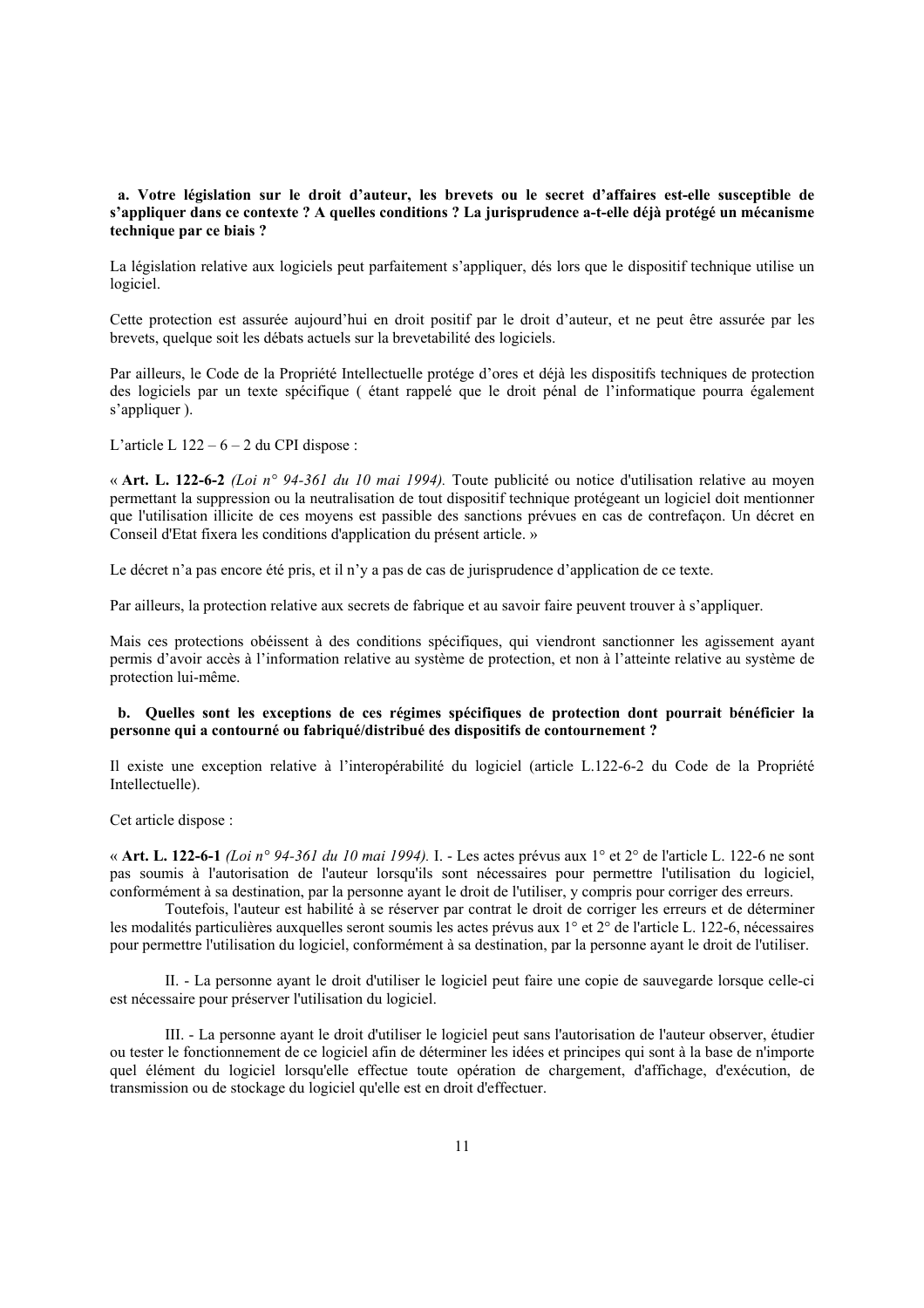**a. Votre législation sur le droit d'auteur, les brevets ou le secret d'affaires est-elle susceptible de s'appliquer dans ce contexte ? A quelles conditions ? La jurisprudence a-t-elle déjà protégé un mécanisme technique par ce biais ?**

La législation relative aux logiciels peut parfaitement s'appliquer, dés lors que le dispositif technique utilise un logiciel.

Cette protection est assurée aujourd'hui en droit positif par le droit d'auteur, et ne peut être assurée par les brevets, quelque soit les débats actuels sur la brevetabilité des logiciels.

Par ailleurs, le Code de la Propriété Intellectuelle protége d'ores et déjà les dispositifs techniques de protection des logiciels par un texte spécifique ( étant rappelé que le droit pénal de l'informatique pourra également s'appliquer ).

L'article L 122 – 6 – 2 du CPI dispose :

« **Art. L. 122-6-2** *(Loi n° 94-361 du 10 mai 1994).* Toute publicité ou notice d'utilisation relative au moyen permettant la suppression ou la neutralisation de tout dispositif technique protégeant un logiciel doit mentionner que l'utilisation illicite de ces moyens est passible des sanctions prévues en cas de contrefaçon. Un décret en Conseil d'Etat fixera les conditions d'application du présent article. »

Le décret n'a pas encore été pris, et il n'y a pas de cas de jurisprudence d'application de ce texte.

Par ailleurs, la protection relative aux secrets de fabrique et au savoir faire peuvent trouver à s'appliquer.

Mais ces protections obéissent à des conditions spécifiques, qui viendront sanctionner les agissement ayant permis d'avoir accès à l'information relative au système de protection, et non à l'atteinte relative au système de protection lui-même.

**b. Quelles sont les exceptions de ces régimes spécifiques de protection dont pourrait bénéficier la personne qui a contourné ou fabriqué/distribué des dispositifs de contournement ?**

Il existe une exception relative à l'interopérabilité du logiciel (article L.122-6-2 du Code de la Propriété Intellectuelle).

Cet article dispose :

« **Art. L. 122-6-1** *(Loi n° 94-361 du 10 mai 1994).* I. - Les actes prévus aux 1° et 2° de l'article L. 122-6 ne sont pas soumis à l'autorisation de l'auteur lorsqu'ils sont nécessaires pour permettre l'utilisation du logiciel, conformément à sa destination, par la personne ayant le droit de l'utiliser, y compris pour corriger des erreurs.

Toutefois, l'auteur est habilité à se réserver par contrat le droit de corriger les erreurs et de déterminer les modalités particulières auxquelles seront soumis les actes prévus aux 1° et 2° de l'article L. 122-6, nécessaires pour permettre l'utilisation du logiciel, conformément à sa destination, par la personne ayant le droit de l'utiliser.

II. - La personne ayant le droit d'utiliser le logiciel peut faire une copie de sauvegarde lorsque celle-ci est nécessaire pour préserver l'utilisation du logiciel.

III. - La personne ayant le droit d'utiliser le logiciel peut sans l'autorisation de l'auteur observer, étudier ou tester le fonctionnement de ce logiciel afin de déterminer les idées et principes qui sont à la base de n'importe quel élément du logiciel lorsqu'elle effectue toute opération de chargement, d'affichage, d'exécution, de transmission ou de stockage du logiciel qu'elle est en droit d'effectuer.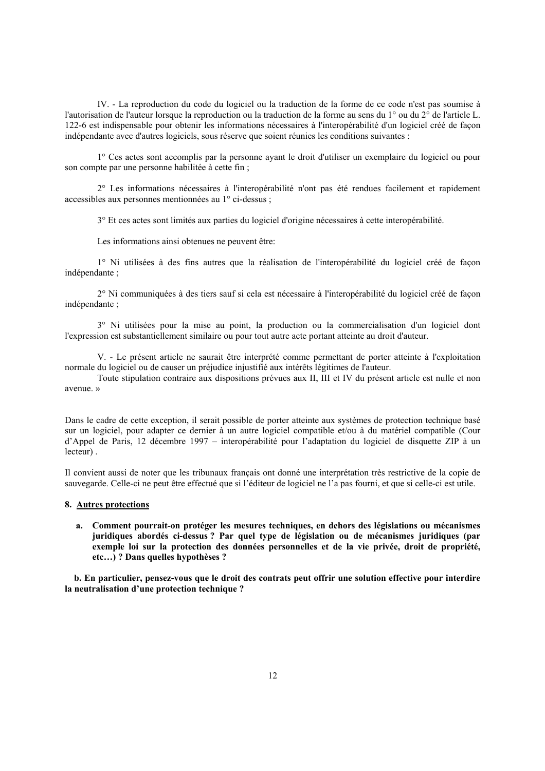IV. - La reproduction du code du logiciel ou la traduction de la forme de ce code n'est pas soumise à l'autorisation de l'auteur lorsque la reproduction ou la traduction de la forme au sens du 1° ou du 2° de l'article L. 122-6 est indispensable pour obtenir les informations nécessaires à l'interopérabilité d'un logiciel créé de façon indépendante avec d'autres logiciels, sous réserve que soient réunies les conditions suivantes :

1° Ces actes sont accomplis par la personne ayant le droit d'utiliser un exemplaire du logiciel ou pour son compte par une personne habilitée à cette fin ;

2° Les informations nécessaires à l'interopérabilité n'ont pas été rendues facilement et rapidement accessibles aux personnes mentionnées au 1° ci-dessus ;

3° Et ces actes sont limités aux parties du logiciel d'origine nécessaires à cette interopérabilité.

Les informations ainsi obtenues ne peuvent être:

1° Ni utilisées à des fins autres que la réalisation de l'interopérabilité du logiciel créé de façon indépendante ;

2° Ni communiquées à des tiers sauf si cela est nécessaire à l'interopérabilité du logiciel créé de façon indépendante ;

3° Ni utilisées pour la mise au point, la production ou la commercialisation d'un logiciel dont l'expression est substantiellement similaire ou pour tout autre acte portant atteinte au droit d'auteur.

V. - Le présent article ne saurait être interprété comme permettant de porter atteinte à l'exploitation normale du logiciel ou de causer un préjudice injustifié aux intérêts légitimes de l'auteur.
Toute stipulation contraire aux dispositions prévues aux II, III et IV du présent article est nulle et non avenue. »

Dans le cadre de cette exception, il serait possible de porter atteinte aux systèmes de protection technique basé sur un logiciel, pour adapter ce dernier à un autre logiciel compatible et/ou à du matériel compatible (Cour d'Appel de Paris, 12 décembre 1997 – interopérabilité pour l'adaptation du logiciel de disquette ZIP à un lecteur) .

Il convient aussi de noter que les tribunaux français ont donné une interprétation très restrictive de la copie de sauvegarde. Celle-ci ne peut être effectué que si l'éditeur de logiciel ne l'a pas fourni, et que si celle-ci est utile.

**8. Autres protections**

**a. Comment pourrait-on protéger les mesures techniques, en dehors des législations ou mécanismes juridiques abordés ci-dessus ? Par quel type de législation ou de mécanismes juridiques (par exemple loi sur la protection des données personnelles et de la vie privée, droit de propriété, etc…) ? Dans quelles hypothèses ?**

**b. En particulier, pensez-vous que le droit des contrats peut offrir une solution effective pour interdire la neutralisation d'une protection technique ?**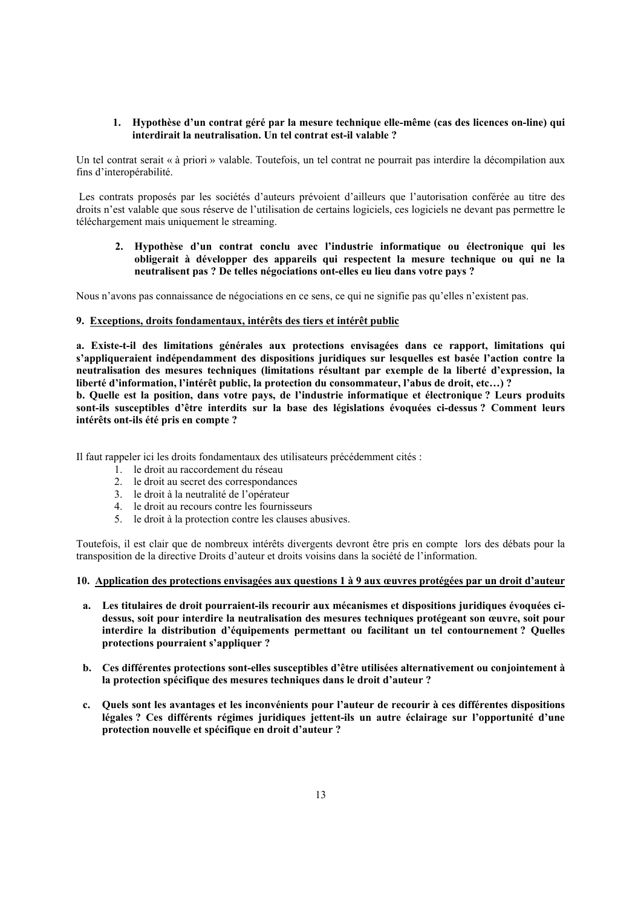**1. Hypothèse d'un contrat géré par la mesure technique elle-même (cas des licences on-line) qui interdirait la neutralisation. Un tel contrat est-il valable ?**

Un tel contrat serait « à priori » valable. Toutefois, un tel contrat ne pourrait pas interdire la décompilation aux fins d'interopérabilité.

Les contrats proposés par les sociétés d'auteurs prévoient d'ailleurs que l'autorisation conférée au titre des droits n'est valable que sous réserve de l'utilisation de certains logiciels, ces logiciels ne devant pas permettre le téléchargement mais uniquement le streaming.

**2. Hypothèse d'un contrat conclu avec l'industrie informatique ou électronique qui les obligerait à développer des appareils qui respectent la mesure technique ou qui ne la neutralisent pas ? De telles négociations ont-elles eu lieu dans votre pays ?**

Nous n'avons pas connaissance de négociations en ce sens, ce qui ne signifie pas qu'elles n'existent pas.

**9. <u>Exceptions, droits fondamentaux, intérêts des tiers et intérêt public</u>**

**a. Existe-t-il des limitations générales aux protections envisagées dans ce rapport, limitations qui s'appliqueraient indépendamment des dispositions juridiques sur lesquelles est basée l'action contre la neutralisation des mesures techniques (limitations résultant par exemple de la liberté d'expression, la liberté d'information, l'intérêt public, la protection du consommateur, l'abus de droit, etc…) ?**
**b. Quelle est la position, dans votre pays, de l'industrie informatique et électronique ? Leurs produits sont-ils susceptibles d'être interdits sur la base des législations évoquées ci-dessus ? Comment leurs intérêts ont-ils été pris en compte ?**

Il faut rappeler ici les droits fondamentaux des utilisateurs précédemment cités :

1. le droit au raccordement du réseau
2. le droit au secret des correspondances
3. le droit à la neutralité de l'opérateur
4. le droit au recours contre les fournisseurs
5. le droit à la protection contre les clauses abusives.

Toutefois, il est clair que de nombreux intérêts divergents devront être pris en compte lors des débats pour la transposition de la directive Droits d'auteur et droits voisins dans la société de l'information.

**10. <u>Application des protections envisagées aux questions 1 à 9 aux œuvres protégées par un droit d'auteur</u>**

**a. Les titulaires de droit pourraient-ils recourir aux mécanismes et dispositions juridiques évoquées ci-dessus, soit pour interdire la neutralisation des mesures techniques protégeant son œuvre, soit pour interdire la distribution d'équipements permettant ou facilitant un tel contournement ? Quelles protections pourraient s'appliquer ?**

**b. Ces différentes protections sont-elles susceptibles d'être utilisées alternativement ou conjointement à la protection spécifique des mesures techniques dans le droit d'auteur ?**

**c. Quels sont les avantages et les inconvénients pour l'auteur de recourir à ces différentes dispositions légales ? Ces différents régimes juridiques jettent-ils un autre éclairage sur l'opportunité d'une protection nouvelle et spécifique en droit d'auteur ?**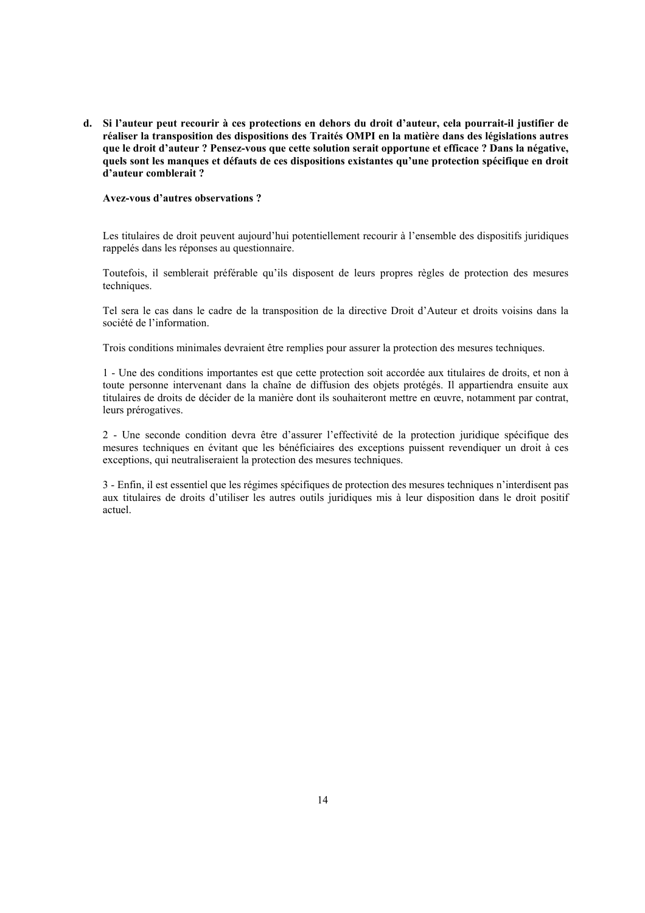**d. Si l'auteur peut recourir à ces protections en dehors du droit d'auteur, cela pourrait-il justifier de réaliser la transposition des dispositions des Traités OMPI en la matière dans des législations autres que le droit d'auteur ? Pensez-vous que cette solution serait opportune et efficace ? Dans la négative, quels sont les manques et défauts de ces dispositions existantes qu'une protection spécifique en droit d'auteur comblerait ?**

**Avez-vous d'autres observations ?**

Les titulaires de droit peuvent aujourd'hui potentiellement recourir à l'ensemble des dispositifs juridiques rappelés dans les réponses au questionnaire.

Toutefois, il semblerait préférable qu'ils disposent de leurs propres règles de protection des mesures techniques.

Tel sera le cas dans le cadre de la transposition de la directive Droit d'Auteur et droits voisins dans la société de l'information.

Trois conditions minimales devraient être remplies pour assurer la protection des mesures techniques.

1 - Une des conditions importantes est que cette protection soit accordée aux titulaires de droits, et non à toute personne intervenant dans la chaîne de diffusion des objets protégés. Il appartiendra ensuite aux titulaires de droits de décider de la manière dont ils souhaiteront mettre en œuvre, notamment par contrat, leurs prérogatives.

2 - Une seconde condition devra être d'assurer l'effectivité de la protection juridique spécifique des mesures techniques en évitant que les bénéficiaires des exceptions puissent revendiquer un droit à ces exceptions, qui neutraliseraient la protection des mesures techniques.

3 - Enfin, il est essentiel que les régimes spécifiques de protection des mesures techniques n'interdisent pas aux titulaires de droits d'utiliser les autres outils juridiques mis à leur disposition dans le droit positif actuel.